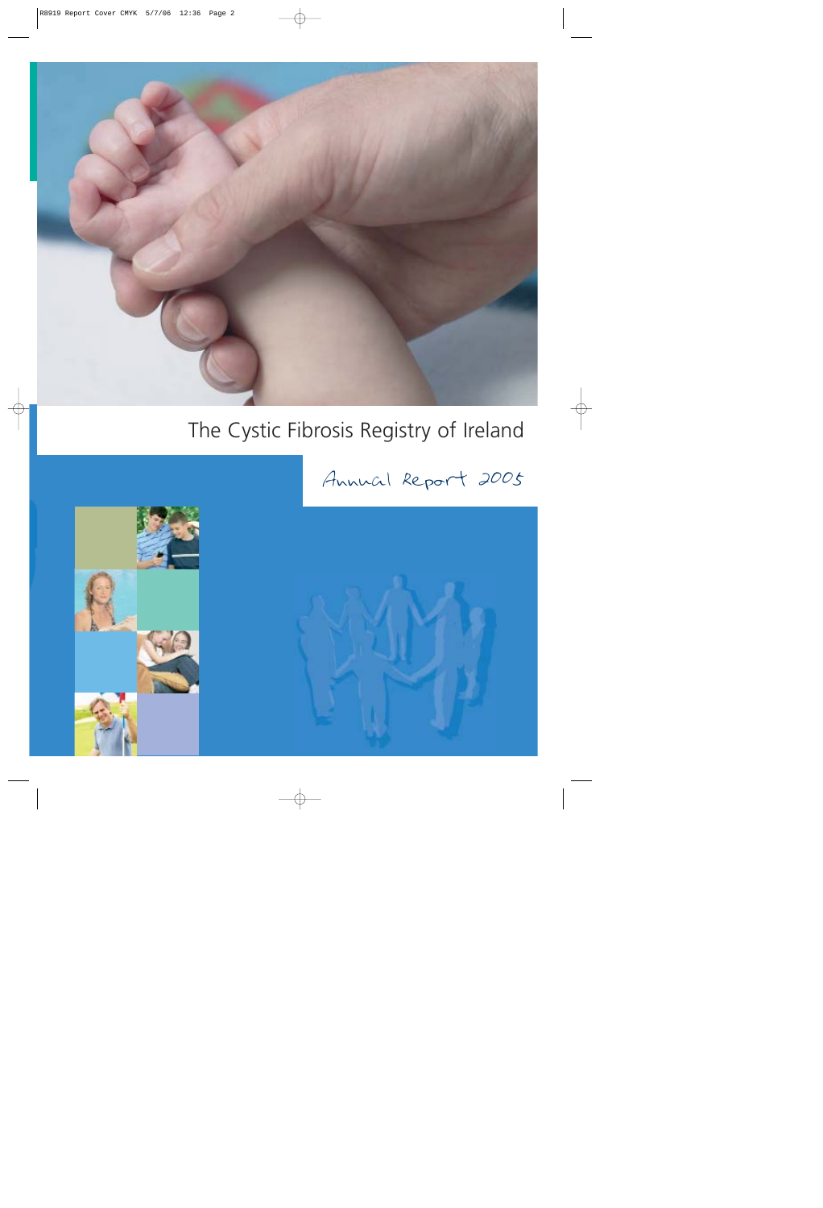# The Cystic Fibrosis Registry of Ireland

## Annual Report 2005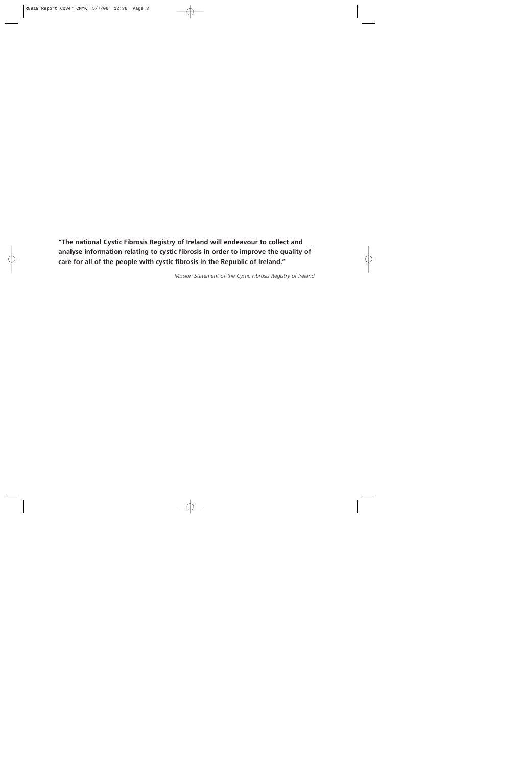**"The national Cystic Fibrosis Registry of Ireland will endeavour to collect and analyse information relating to cystic fibrosis in order to improve the quality of care for all of the people with cystic fibrosis in the Republic of Ireland."**

*Mission Statement of the Cystic Fibrosis Registry of Ireland*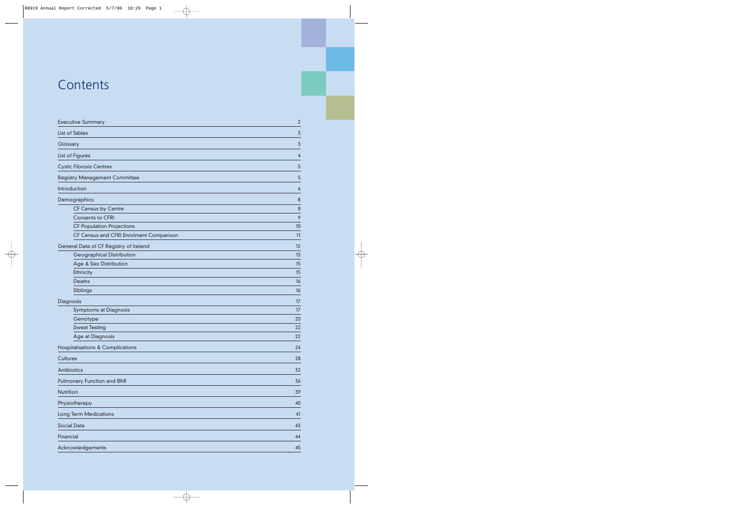# Contents

| | |
|---|---|
| Executive Summary | 2 |
| List of Tables | 3 |
| Glossary | 3 |
| List of Figures | 4 |
| Cystic Fibrosis Centres | 5 |
| Registry Management Committee | 5 |
| Introduction | 6 |
| Demographics: | 8 |
| CF Census by Centre | 8 |
| Consents to CFRI | 9 |
| CF Population Projections | 10 |
| CF Census and CFRI Enrolment Comparison | 11 |
| General Data of CF Registry of Ireland | 12 |
| Geographical Distribution | 13 |
| Age & Sex Distribution | 15 |
| Ethnicity | 15 |
| Deaths | 16 |
| Siblings | 16 |
| Diagnosis | 17 |
| Symptoms at Diagnosis | 17 |
| Genotype | 20 |
| Sweat Testing | 22 |
| Age at Diagnosis | 22 |
| Hospitalisations & Complications | 24 |
| Cultures | 28 |
| Antibiotics | 32 |
| Pulmonary Function and BMI | 36 |
| Nutrition | 39 |
| Physiotherapy | 40 |
| Long Term Medications | 41 |
| Social Data | 43 |
| Financial | 44 |
| Acknowledgements | 45 |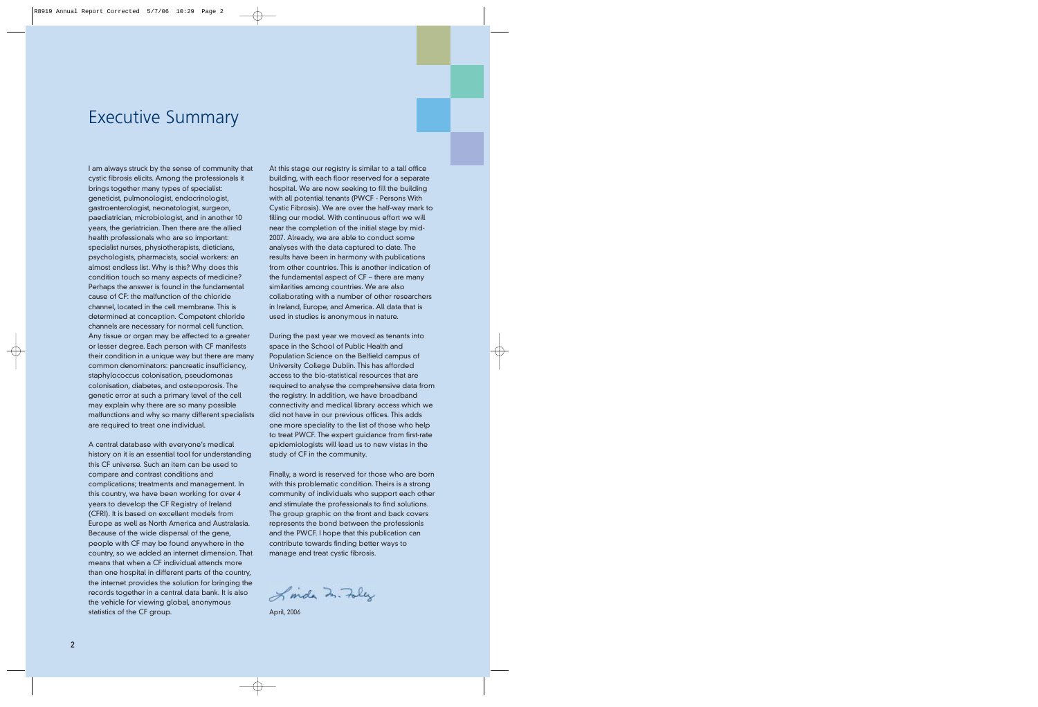# Executive Summary

I am always struck by the sense of community that cystic fibrosis elicits. Among the professionals it brings together many types of specialist: geneticist, pulmonologist, endocrinologist, gastroenterologist, neonatologist, surgeon, paediatrician, microbiologist, and in another 10 years, the geriatrician. Then there are the allied health professionals who are so important: specialist nurses, physiotherapists, dieticians, psychologists, pharmacists, social workers: an almost endless list. Why is this? Why does this condition touch so many aspects of medicine? Perhaps the answer is found in the fundamental cause of CF: the malfunction of the chloride channel, located in the cell membrane. This is determined at conception. Competent chloride channels are necessary for normal cell function. Any tissue or organ may be affected to a greater or lesser degree. Each person with CF manifests their condition in a unique way but there are many common denominators: pancreatic insufficiency, staphylococcus colonisation, pseudomonas colonisation, diabetes, and osteoporosis. The genetic error at such a primary level of the cell may explain why there are so many possible malfunctions and why so many different specialists are required to treat one individual.

A central database with everyone's medical history on it is an essential tool for understanding this CF universe. Such an item can be used to compare and contrast conditions and complications; treatments and management. In this country, we have been working for over 4 years to develop the CF Registry of Ireland (CFRI). It is based on excellent models from Europe as well as North America and Australasia. Because of the wide dispersal of the gene, people with CF may be found anywhere in the country, so we added an internet dimension. That means that when a CF individual attends more than one hospital in different parts of the country, the internet provides the solution for bringing the records together in a central data bank. It is also the vehicle for viewing global, anonymous statistics of the CF group.

At this stage our registry is similar to a tall office building, with each floor reserved for a separate hospital. We are now seeking to fill the building with all potential tenants (PWCF - Persons With Cystic Fibrosis). We are over the half-way mark to filling our model. With continuous effort we will near the completion of the initial stage by mid-2007. Already, we are able to conduct some analyses with the data captured to date. The results have been in harmony with publications from other countries. This is another indication of the fundamental aspect of CF – there are many similarities among countries. We are also collaborating with a number of other researchers in Ireland, Europe, and America. All data that is used in studies is anonymous in nature.

During the past year we moved as tenants into space in the School of Public Health and Population Science on the Belfield campus of University College Dublin. This has afforded access to the bio-statistical resources that are required to analyse the comprehensive data from the registry. In addition, we have broadband connectivity and medical library access which we did not have in our previous offices. This adds one more speciality to the list of those who help to treat PWCF. The expert guidance from first-rate epidemiologists will lead us to new vistas in the study of CF in the community.

Finally, a word is reserved for those who are born with this problematic condition. Theirs is a strong community of individuals who support each other and stimulate the professionals to find solutions. The group graphic on the front and back covers represents the bond between the professionls and the PWCF. I hope that this publication can contribute towards finding better ways to manage and treat cystic fibrosis.

Linda M. Foley

April, 2006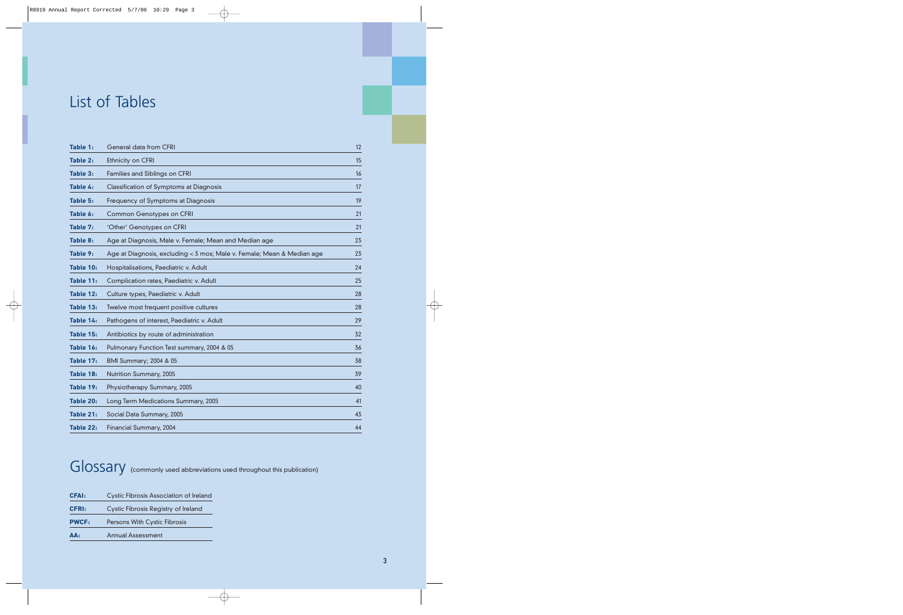# List of Tables

| | | |
|---|---|---|
| **Table 1:** | General data from CFRI | 12 |
| **Table 2:** | Ethnicity on CFRI | 15 |
| **Table 3:** | Families and Siblings on CFRI | 16 |
| **Table 4:** | Classification of Symptoms at Diagnosis | 17 |
| **Table 5:** | Frequency of Symptoms at Diagnosis | 19 |
| **Table 6:** | Common Genotypes on CFRI | 21 |
| **Table 7:** | 'Other' Genotypes on CFRI | 21 |
| **Table 8:** | Age at Diagnosis, Male v. Female; Mean and Median age | 23 |
| **Table 9:** | Age at Diagnosis, excluding < 3 mos; Male v. Female; Mean & Median age | 23 |
| **Table 10:** | Hospitalisations, Paediatric v. Adult | 24 |
| **Table 11:** | Complication rates, Paediatric v. Adult | 25 |
| **Table 12:** | Culture types, Paediatric v. Adult | 28 |
| **Table 13:** | Twelve most frequent positive cultures | 28 |
| **Table 14:** | Pathogens of interest, Paediatric v. Adult | 29 |
| **Table 15:** | Antibiotics by route of administration | 32 |
| **Table 16:** | Pulmonary Function Test summary, 2004 & 05 | 36 |
| **Table 17:** | BMI Summary; 2004 & 05 | 38 |
| **Table 18:** | Nutrition Summary, 2005 | 39 |
| **Table 19:** | Physiotherapy Summary, 2005 | 40 |
| **Table 20:** | Long Term Medications Summary, 2005 | 41 |
| **Table 21:** | Social Data Summary, 2005 | 43 |
| **Table 22:** | Financial Summary, 2004 | 44 |

# Glossary (commonly used abbreviations used throughout this publication)

| | |
|---|---|
| **CFAI:** | Cystic Fibrosis Association of Ireland |
| **CFRI:** | Cystic Fibrosis Registry of Ireland |
| **PWCF:** | Persons With Cystic Fibrosis |
| **AA:** | Annual Assessment |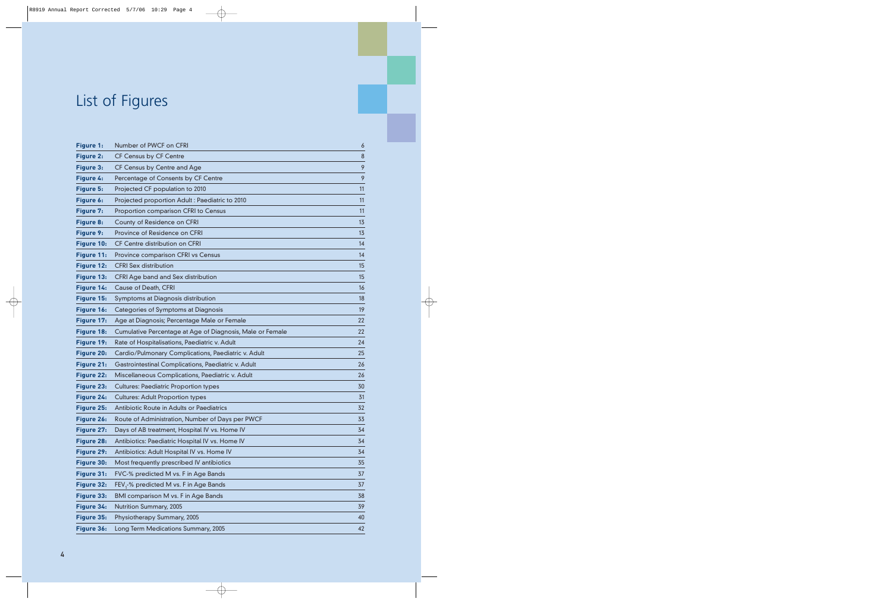# List of Figures

| | | |
|---|---|---|
| **Figure 1:** | Number of PWCF on CFRI | 6 |
| **Figure 2:** | CF Census by CF Centre | 8 |
| **Figure 3:** | CF Census by Centre and Age | 9 |
| **Figure 4:** | Percentage of Consents by CF Centre | 9 |
| **Figure 5:** | Projected CF population to 2010 | 11 |
| **Figure 6:** | Projected proportion Adult : Paediatric to 2010 | 11 |
| **Figure 7:** | Proportion comparison CFRI to Census | 11 |
| **Figure 8:** | County of Residence on CFRI | 13 |
| **Figure 9:** | Province of Residence on CFRI | 13 |
| **Figure 10:** | CF Centre distribution on CFRI | 14 |
| **Figure 11:** | Province comparison CFRI vs Census | 14 |
| **Figure 12:** | CFRI Sex distribution | 15 |
| **Figure 13:** | CFRI Age band and Sex distribution | 15 |
| **Figure 14:** | Cause of Death, CFRI | 16 |
| **Figure 15:** | Symptoms at Diagnosis distribution | 18 |
| **Figure 16:** | Categories of Symptoms at Diagnosis | 19 |
| **Figure 17:** | Age at Diagnosis; Percentage Male or Female | 22 |
| **Figure 18:** | Cumulative Percentage at Age of Diagnosis, Male or Female | 22 |
| **Figure 19:** | Rate of Hospitalisations, Paediatric v. Adult | 24 |
| **Figure 20:** | Cardio/Pulmonary Complications, Paediatric v. Adult | 25 |
| **Figure 21:** | Gastrointestinal Complications, Paediatric v. Adult | 26 |
| **Figure 22:** | Miscellaneous Complications, Paediatric v. Adult | 26 |
| **Figure 23:** | Cultures: Paediatric Proportion types | 30 |
| **Figure 24:** | Cultures: Adult Proportion types | 31 |
| **Figure 25:** | Antibiotic Route in Adults or Paediatrics | 32 |
| **Figure 26:** | Route of Administration, Number of Days per PWCF | 33 |
| **Figure 27:** | Days of AB treatment, Hospital IV vs. Home IV | 34 |
| **Figure 28:** | Antibiotics: Paediatric Hospital IV vs. Home IV | 34 |
| **Figure 29:** | Antibiotics: Adult Hospital IV vs. Home IV | 34 |
| **Figure 30:** | Most frequently prescribed IV antibiotics | 35 |
| **Figure 31:** | FVC-% predicted M vs. F in Age Bands | 37 |
| **Figure 32:** | $FEV_1$-% predicted M vs. F in Age Bands | 37 |
| **Figure 33:** | BMI comparison M vs. F in Age Bands | 38 |
| **Figure 34:** | Nutrition Summary, 2005 | 39 |
| **Figure 35:** | Physiotherapy Summary, 2005 | 40 |
| **Figure 36:** | Long Term Medications Summary, 2005 | 42 |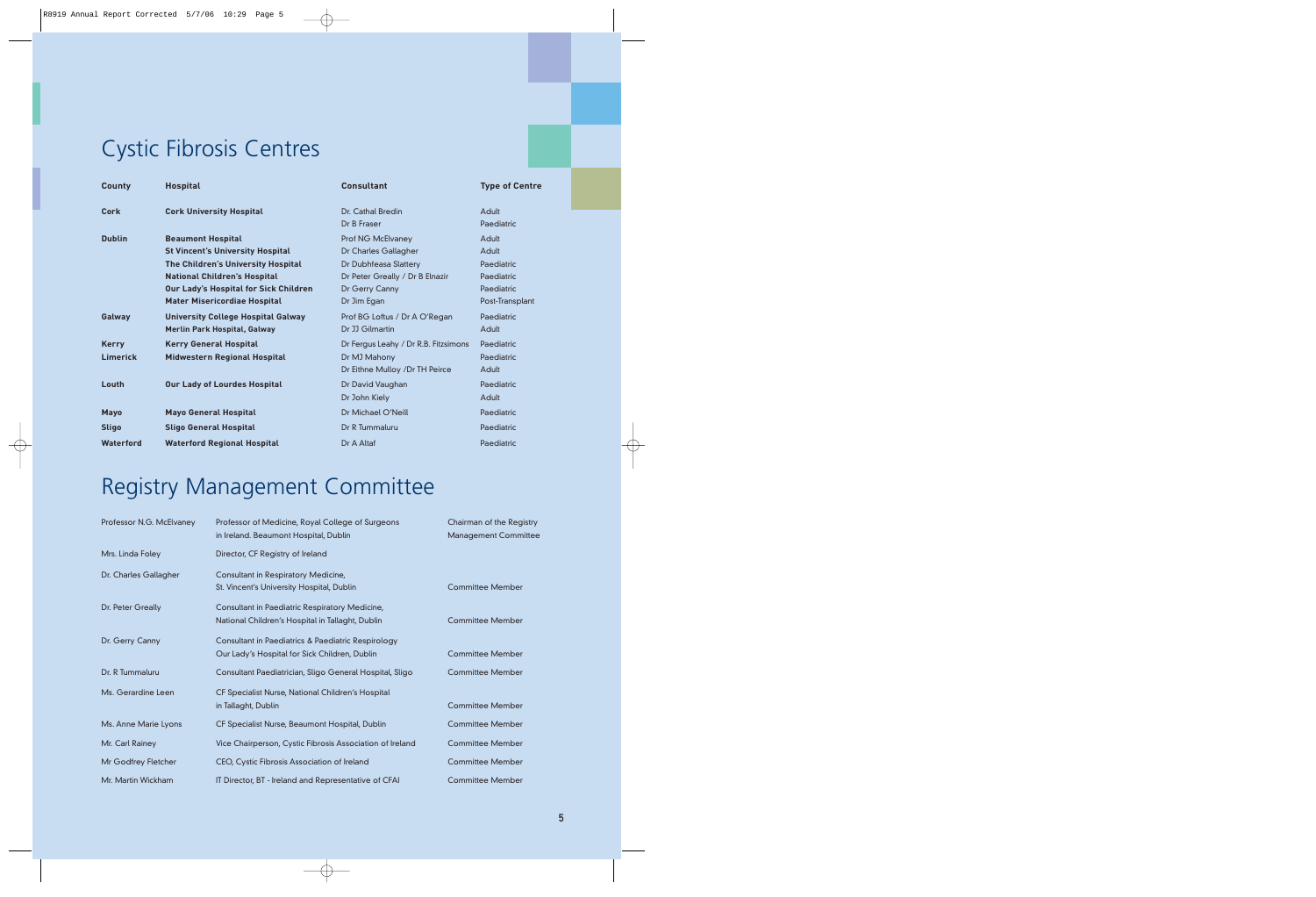# Cystic Fibrosis Centres

| County | Hospital | Consultant | Type of Centre |
|---|---|---|---|
| Cork | Cork University Hospital | Dr. Cathal Bredin | Adult |
| | | Dr B Fraser | Paediatric |
| Dublin | Beaumont Hospital | Prof NG McElvaney | Adult |
| | St Vincent's University Hospital | Dr Charles Gallagher | Adult |
| | The Children's University Hospital | Dr Dubhfeasa Slattery | Paediatric |
| | National Children's Hospital | Dr Peter Greally / Dr B Elnazir | Paediatric |
| | Our Lady's Hospital for Sick Children | Dr Gerry Canny | Paediatric |
| | Mater Misericordiae Hospital | Dr Jim Egan | Post-Transplant |
| Galway | University College Hospital Galway | Prof BG Loftus / Dr A O'Regan | Paediatric |
| | Merlin Park Hospital, Galway | Dr JJ Gilmartin | Adult |
| Kerry | Kerry General Hospital | Dr Fergus Leahy / Dr R.B. Fitzsimons | Paediatric |
| Limerick | Midwestern Regional Hospital | Dr MJ Mahony | Paediatric |
| | | Dr Eithne Mulloy /Dr TH Peirce | Adult |
| Louth | Our Lady of Lourdes Hospital | Dr David Vaughan | Paediatric |
| | | Dr John Kiely | Adult |
| Mayo | Mayo General Hospital | Dr Michael O'Neill | Paediatric |
| Sligo | Sligo General Hospital | Dr R Tummaluru | Paediatric |
| Waterford | Waterford Regional Hospital | Dr A Altaf | Paediatric |

# Registry Management Committee

| | | |
|---|---|---|
| Professor N.G. McElvaney | Professor of Medicine, Royal College of Surgeons in Ireland. Beaumont Hospital, Dublin | Chairman of the Registry Management Committee |
| Mrs. Linda Foley | Director, CF Registry of Ireland | |
| Dr. Charles Gallagher | Consultant in Respiratory Medicine, St. Vincent's University Hospital, Dublin | Committee Member |
| Dr. Peter Greally | Consultant in Paediatric Respiratory Medicine, National Children's Hospital in Tallaght, Dublin | Committee Member |
| Dr. Gerry Canny | Consultant in Paediatrics & Paediatric Respirology Our Lady's Hospital for Sick Children, Dublin | Committee Member |
| Dr. R Tummaluru | Consultant Paediatrician, Sligo General Hospital, Sligo | Committee Member |
| Ms. Gerardine Leen | CF Specialist Nurse, National Children's Hospital in Tallaght, Dublin | Committee Member |
| Ms. Anne Marie Lyons | CF Specialist Nurse, Beaumont Hospital, Dublin | Committee Member |
| Mr. Carl Rainey | Vice Chairperson, Cystic Fibrosis Association of Ireland | Committee Member |
| Mr Godfrey Fletcher | CEO, Cystic Fibrosis Association of Ireland | Committee Member |
| Mr. Martin Wickham | IT Director, BT - Ireland and Representative of CFAI | Committee Member |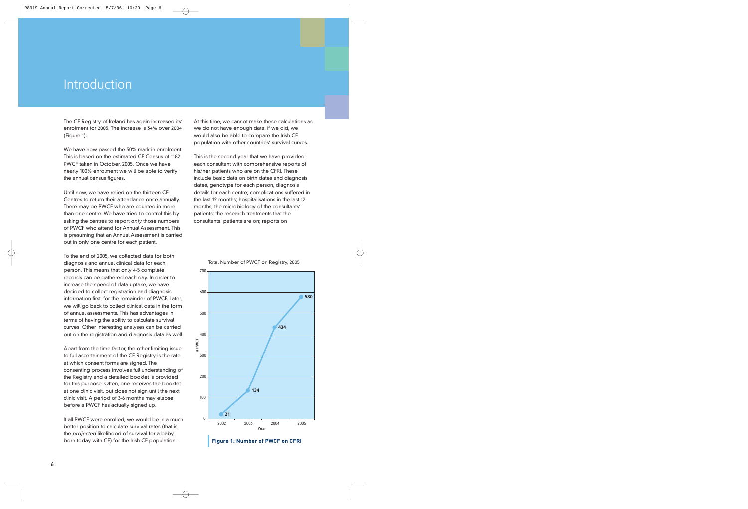# Introduction

The CF Registry of Ireland has again increased its' enrolment for 2005. The increase is 34% over 2004 (Figure 1).

We have now passed the 50% mark in enrolment. This is based on the estimated CF Census of 1182 PWCF taken in October, 2005. Once we have nearly 100% enrolment we will be able to verify the annual census figures.

Until now, we have relied on the thirteen CF Centres to return their attendance once annually. There may be PWCF who are counted in more than one centre. We have tried to control this by asking the centres to report *only* those numbers of PWCF who attend for Annual Assessment. This is presuming that an Annual Assessment is carried out in only one centre for each patient.

To the end of 2005, we collected data for both diagnosis and annual clinical data for each person. This means that only 4-5 complete records can be gathered each day. In order to increase the speed of data uptake, we have decided to collect registration and diagnosis information first, for the remainder of PWCF. Later, we will go back to collect clinical data in the form of annual assessments. This has advantages in terms of having the ability to calculate survival curves. Other interesting analyses can be carried out on the registration and diagnosis data as well.

Apart from the time factor, the other limiting issue to full ascertainment of the CF Registry is the rate at which consent forms are signed. The consenting process involves full understanding of the Registry and a detailed booklet is provided for this purpose. Often, one receives the booklet at one clinic visit, but does not sign until the next clinic visit. A period of 3-6 months may elapse before a PWCF has actually signed up.

If all PWCF were enrolled, we would be in a much better position to calculate survival rates (that is, the *projected* likelihood of survival for a baby born today with CF) for the Irish CF population.

At this time, we cannot make these calculations as we do not have enough data. If we did, we would also be able to compare the Irish CF population with other countries' survival curves.

This is the second year that we have provided each consultant with comprehensive reports of his/her patients who are on the CFRI. These include basic data on birth dates and diagnosis dates, genotype for each person, diagnosis details for each centre; complications suffered in the last 12 months; hospitalisations in the last 12 months; the microbiology of the consultants' patients; the research treatments that the consultants' patients are on; reports on

Total Number of PWCF on Registry, 2005

| Year | # PWCF |
|---|---|
| 2002 | 21 |
| 2003 | 134 |
| 2004 | 434 |
| 2005 | 580 |

**Figure 1: Number of PWCF on CFRI**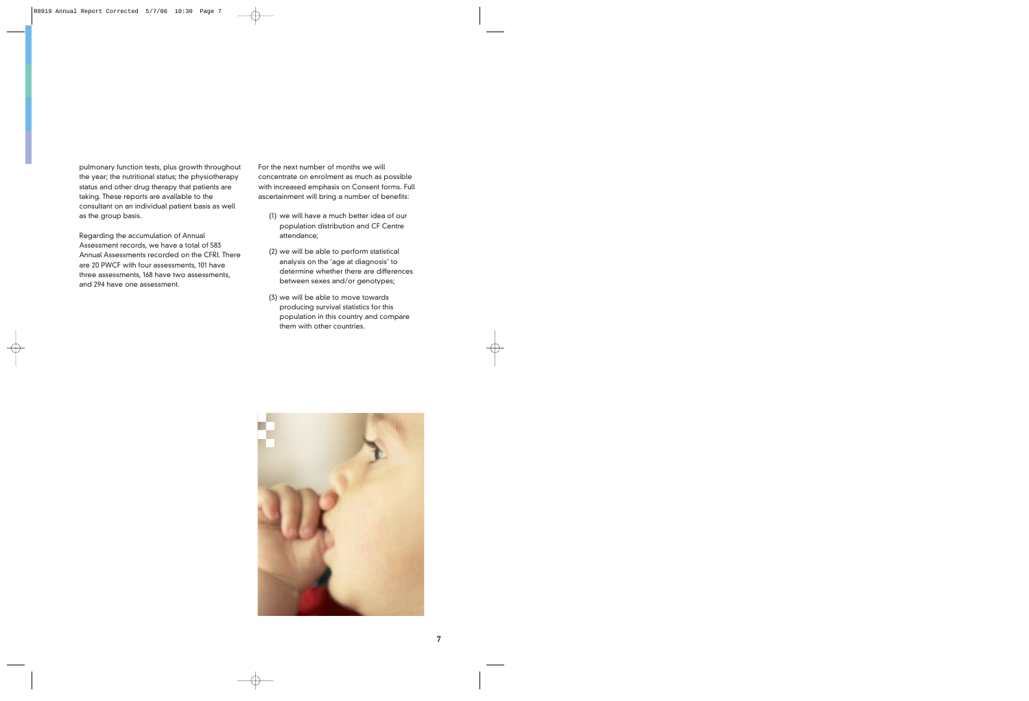pulmonary function tests, plus growth throughout the year; the nutritional status; the physiotherapy status and other drug therapy that patients are taking. These reports are available to the consultant on an individual patient basis as well as the group basis.

Regarding the accumulation of Annual Assessment records, we have a total of 583 Annual Assessments recorded on the CFRI. There are 20 PWCF with four assessments, 101 have three assessments, 168 have two assessments, and 294 have one assessment.

For the next number of months we will concentrate on enrolment as much as possible with increased emphasis on Consent forms. Full ascertainment will bring a number of benefits:

(1) we will have a much better idea of our population distribution and CF Centre attendance;

(2) we will be able to perform statistical analysis on the 'age at diagnosis' to determine whether there are differences between sexes and/or genotypes;

(3) we will be able to move towards producing survival statistics for this population in this country and compare them with other countries.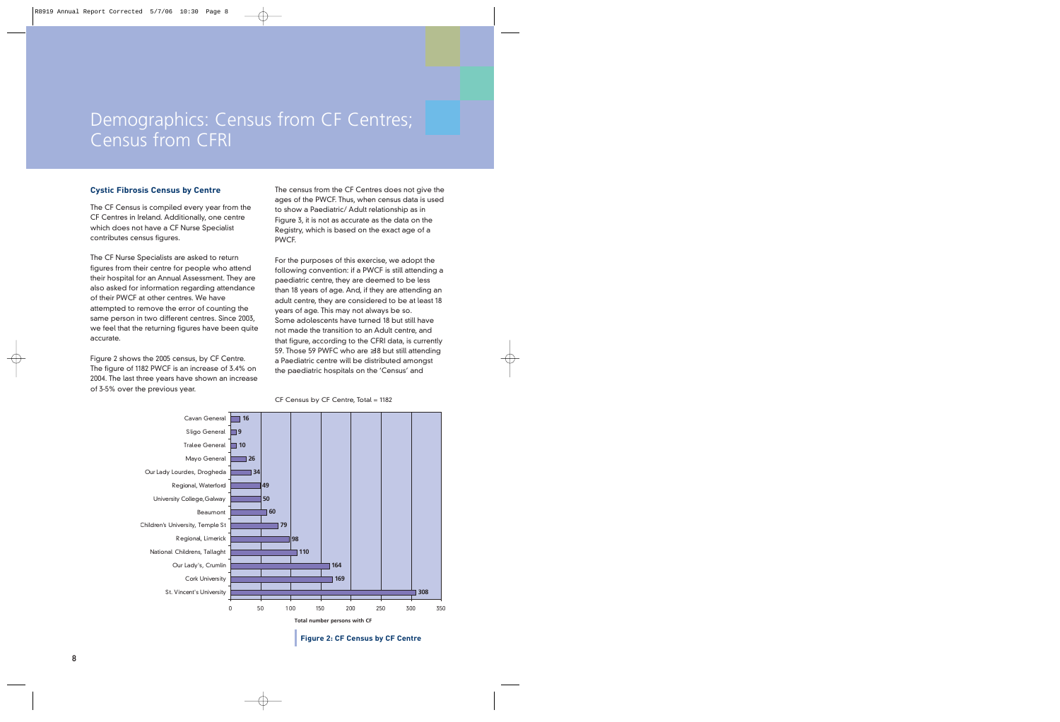# Demographics: Census from CF Centres; Census from CFRI

### Cystic Fibrosis Census by Centre

The CF Census is compiled every year from the CF Centres in Ireland. Additionally, one centre which does not have a CF Nurse Specialist contributes census figures.

The CF Nurse Specialists are asked to return figures from their centre for people who attend their hospital for an Annual Assessment. They are also asked for information regarding attendance of their PWCF at other centres. We have attempted to remove the error of counting the same person in two different centres. Since 2003, we feel that the returning figures have been quite accurate.

Figure 2 shows the 2005 census, by CF Centre. The figure of 1182 PWCF is an increase of 3.4% on 2004. The last three years have shown an increase of 3-5% over the previous year.

The census from the CF Centres does not give the ages of the PWCF. Thus, when census data is used to show a Paediatric/ Adult relationship as in Figure 3, it is not as accurate as the data on the Registry, which is based on the exact age of a PWCF.

For the purposes of this exercise, we adopt the following convention: if a PWCF is still attending a paediatric centre, they are deemed to be less than 18 years of age. And, if they are attending an adult centre, they are considered to be at least 18 years of age. This may not always be so. Some adolescents have turned 18 but still have not made the transition to an Adult centre, and that figure, according to the CFRI data, is currently 59. Those 59 PWFC who are ≥18 but still attending a Paediatric centre will be distributed amongst the paediatric hospitals on the 'Census' and

CF Census by CF Centre, Total = 1182

| CF Centre | Total number persons with CF |
|---|---|
| Cavan General | 16 |
| Sligo General | 9 |
| Tralee General | 10 |
| Mayo General | 26 |
| Our Lady Lourdes, Drogheda | 34 |
| Regional, Waterford | 49 |
| University College, Galway | 50 |
| Beaumont | 60 |
| Children's University, Temple St | 79 |
| Regional, Limerick | 98 |
| National Childrens, Tallaght | 110 |
| Our Lady's, Crumlin | 164 |
| Cork University | 169 |
| St. Vincent's University | 308 |

**Figure 2: CF Census by CF Centre**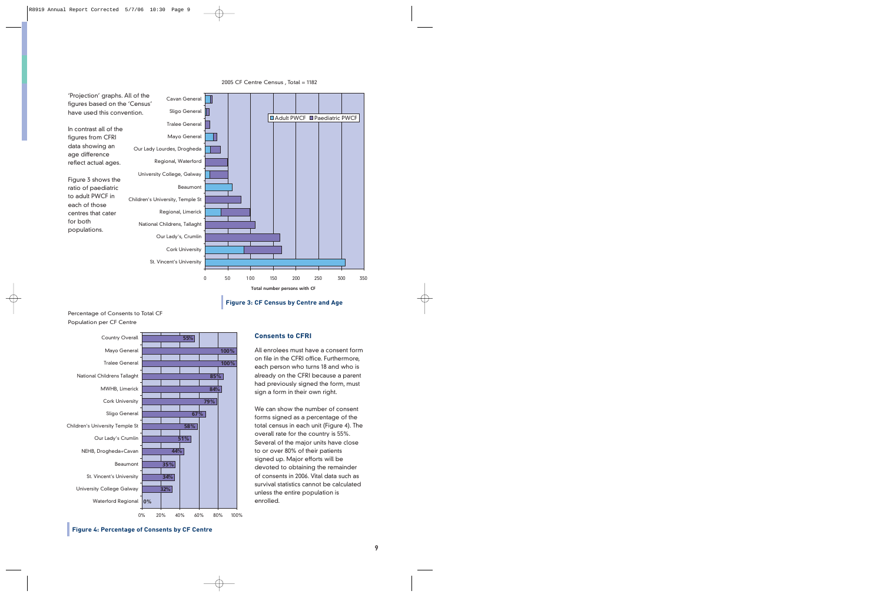'Projection' graphs. All of the figures based on the 'Census' have used this convention.

In contrast all of the figures from CFRI data showing an age difference reflect actual ages.

Figure 3 shows the ratio of paediatric to adult PWCF in each of those centres that cater for both populations.

2005 CF Centre Census , Total = 1182

**Figure 3: CF Census by Centre and Age**

Percentage of Consents to Total CF Population per CF Centre

| CF Centre | Percentage of Consents |
|---|---|
| Country Overall | 55% |
| Mayo General | 100% |
| Tralee General | 100% |
| National Childrens Tallaght | 85% |
| MWHB, Limerick | 84% |
| Cork University | 79% |
| Sligo General | 67% |
| Children's University Temple St | 58% |
| Our Lady's Crumlin | 51% |
| NEHB, Drogheda+Cavan | 44% |
| Beaumont | 35% |
| St. Vincent's University | 34% |
| University College Galway | 32% |
| Waterford Regional | 0% |

**Figure 4: Percentage of Consents by CF Centre**

## Consents to CFRI

All enrolees must have a consent form on file in the CFRI office. Furthermore, each person who turns 18 and who is already on the CFRI because a parent had previously signed the form, must sign a form in their own right.

We can show the number of consent forms signed as a percentage of the total census in each unit (Figure 4). The overall rate for the country is 55%. Several of the major units have close to or over 80% of their patients signed up. Major efforts will be devoted to obtaining the remainder of consents in 2006. Vital data such as survival statistics cannot be calculated unless the entire population is enrolled.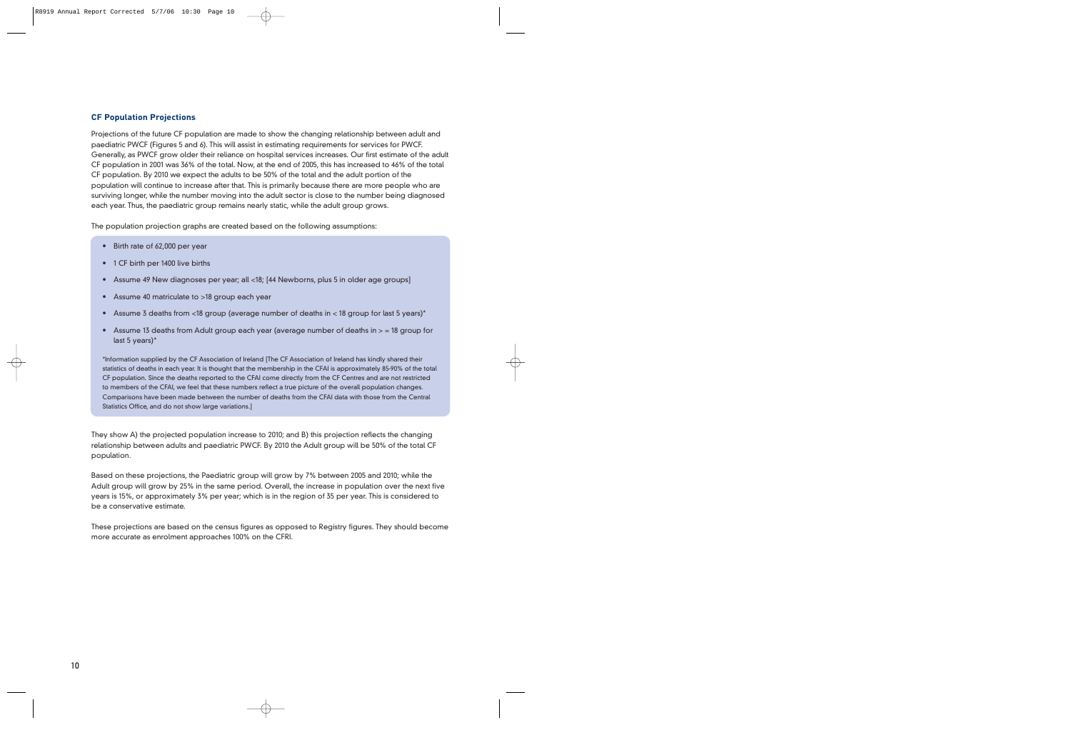## CF Population Projections

Projections of the future CF population are made to show the changing relationship between adult and paediatric PWCF (Figures 5 and 6). This will assist in estimating requirements for services for PWCF. Generally, as PWCF grow older their reliance on hospital services increases. Our first estimate of the adult CF population in 2001 was 36% of the total. Now, at the end of 2005, this has increased to 46% of the total CF population. By 2010 we expect the adults to be 50% of the total and the adult portion of the population will continue to increase after that. This is primarily because there are more people who are surviving longer, while the number moving into the adult sector is close to the number being diagnosed each year. Thus, the paediatric group remains nearly static, while the adult group grows.

The population projection graphs are created based on the following assumptions:

- Birth rate of 62,000 per year
- 1 CF birth per 1400 live births
- Assume 49 New diagnoses per year; all <18; [44 Newborns, plus 5 in older age groups]
- Assume 40 matriculate to >18 group each year
- Assume 3 deaths from <18 group (average number of deaths in < 18 group for last 5 years)*
- Assume 13 deaths from Adult group each year (average number of deaths in > = 18 group for last 5 years)*

*Information supplied by the CF Association of Ireland [The CF Association of Ireland has kindly shared their statistics of deaths in each year. It is thought that the membership in the CFAI is approximately 85-90% of the total CF population. Since the deaths reported to the CFAI come directly from the CF Centres and are not restricted to members of the CFAI, we feel that these numbers reflect a true picture of the overall population changes. Comparisons have been made between the number of deaths from the CFAI data with those from the Central Statistics Office, and do not show large variations.]

They show A) the projected population increase to 2010; and B) this projection reflects the changing relationship between adults and paediatric PWCF. By 2010 the Adult group will be 50% of the total CF population.

Based on these projections, the Paediatric group will grow by 7% between 2005 and 2010; while the Adult group will grow by 25% in the same period. Overall, the increase in population over the next five years is 15%, or approximately 3% per year; which is in the region of 35 per year. This is considered to be a conservative estimate.

These projections are based on the census figures as opposed to Registry figures. They should become more accurate as enrolment approaches 100% on the CFRI.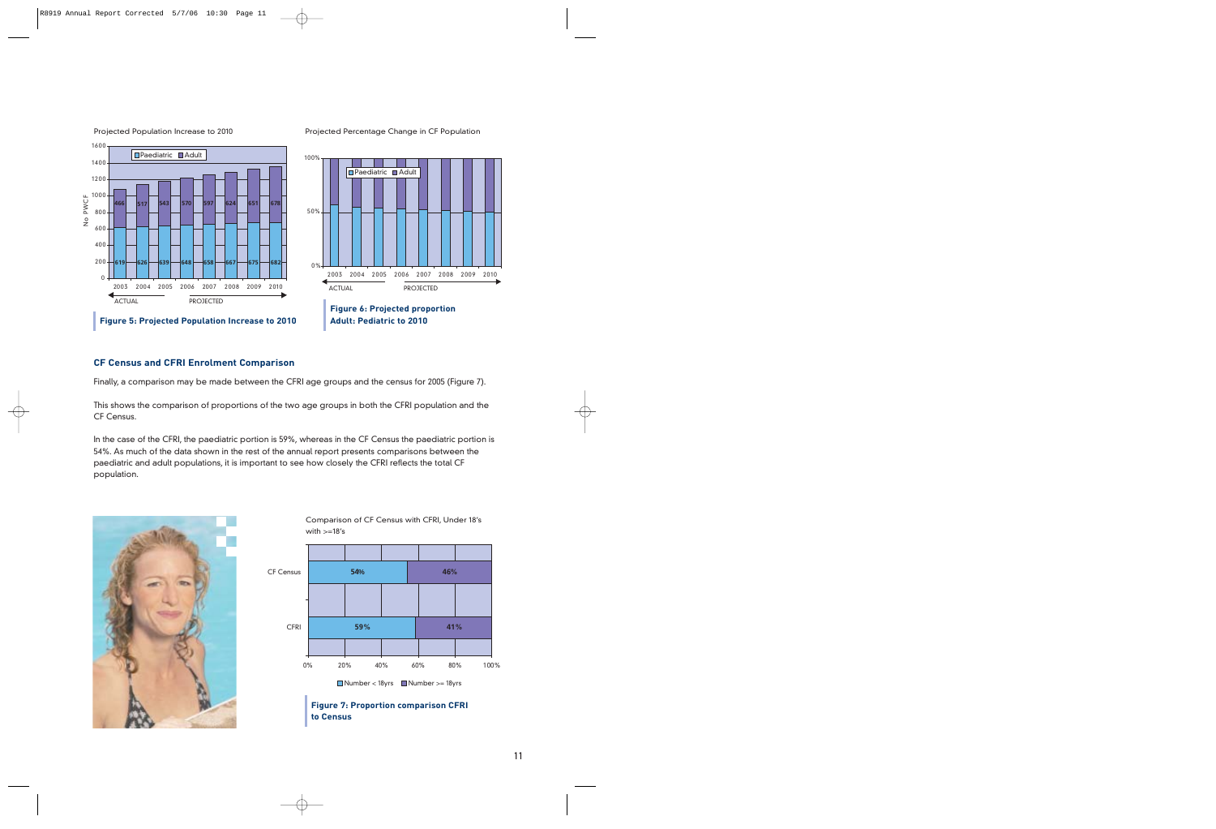Projected Population Increase to 2010

Projected Percentage Change in CF Population

| Year | Paediatric | Adult |
| --- | --- | --- |
| 2003 | 619 | 466 |
| 2004 | 626 | 517 |
| 2005 | 639 | 543 |
| 2006 | 648 | 570 |
| 2007 | 658 | 597 |
| 2008 | 667 | 624 |
| 2009 | 675 | 651 |
| 2010 | 682 | 678 |

ACTUAL / PROJECTED

**Figure 5: Projected Population Increase to 2010**

**Figure 6: Projected proportion Adult: Pediatric to 2010**

### CF Census and CFRI Enrolment Comparison

Finally, a comparison may be made between the CFRI age groups and the census for 2005 (Figure 7).

This shows the comparison of proportions of the two age groups in both the CFRI population and the CF Census.

In the case of the CFRI, the paediatric portion is 59%, whereas in the CF Census the paediatric portion is 54%. As much of the data shown in the rest of the annual report presents comparisons between the paediatric and adult populations, it is important to see how closely the CFRI reflects the total CF population.

Comparison of CF Census with CFRI, Under 18's with >=18's

| | Number < 18yrs | Number >= 18yrs |
| --- | --- | --- |
| CF Census | 54% | 46% |
| CFRI | 59% | 41% |

**Figure 7: Proportion comparison CFRI to Census**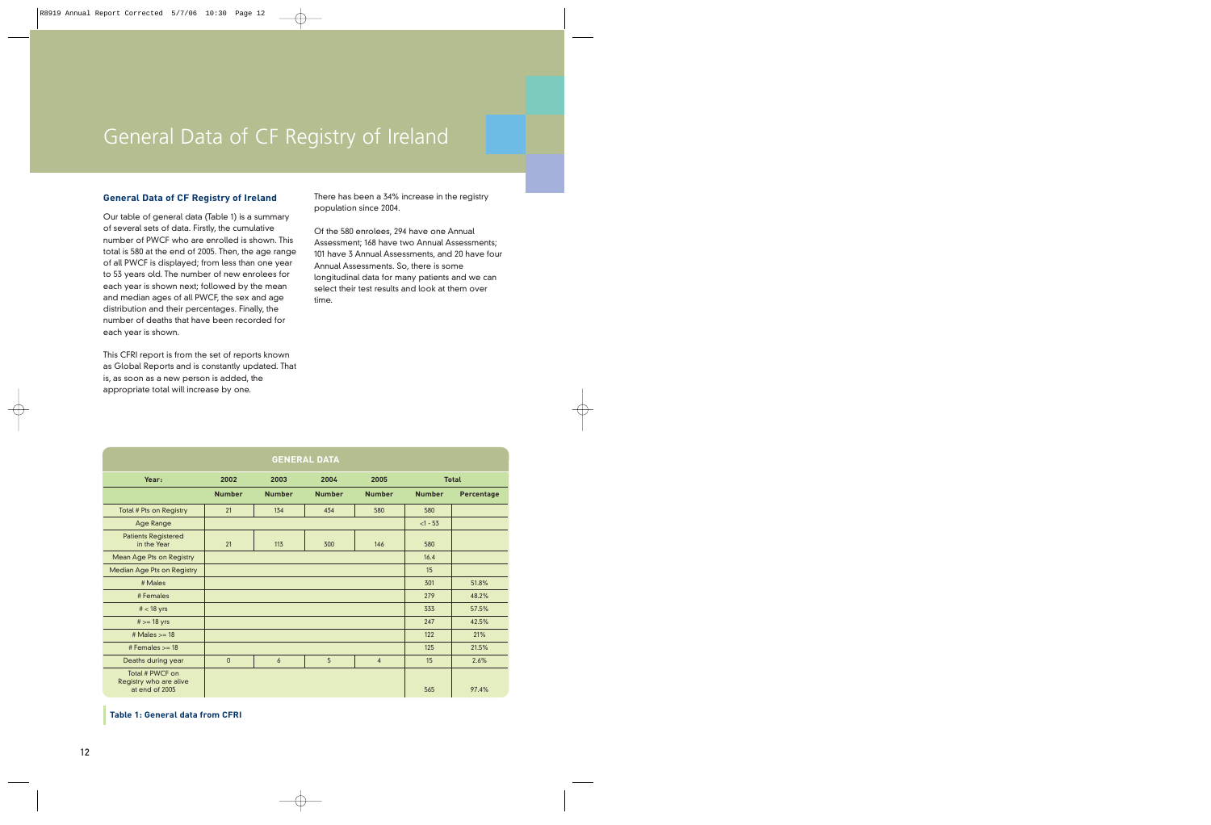# General Data of CF Registry of Ireland

### General Data of CF Registry of Ireland

Our table of general data (Table 1) is a summary of several sets of data. Firstly, the cumulative number of PWCF who are enrolled is shown. This total is 580 at the end of 2005. Then, the age range of all PWCF is displayed; from less than one year to 53 years old. The number of new enrolees for each year is shown next; followed by the mean and median ages of all PWCF, the sex and age distribution and their percentages. Finally, the number of deaths that have been recorded for each year is shown.

This CFRI report is from the set of reports known as Global Reports and is constantly updated. That is, as soon as a new person is added, the appropriate total will increase by one.

There has been a 34% increase in the registry population since 2004.

Of the 580 enrolees, 294 have one Annual Assessment; 168 have two Annual Assessments; 101 have 3 Annual Assessments, and 20 have four Annual Assessments. So, there is some longitudinal data for many patients and we can select their test results and look at them over time.

| GENERAL DATA | | | | | | |
|---|---|---|---|---|---|---|
| Year: | 2002 | 2003 | 2004 | 2005 | Total | |
| | Number | Number | Number | Number | Number | Percentage |
| Total # Pts on Registry | 21 | 134 | 434 | 580 | 580 | |
| Age Range | | | | | <1 - 53 | |
| Patients Registered in the Year | 21 | 113 | 300 | 146 | 580 | |
| Mean Age Pts on Registry | | | | | 16.4 | |
| Median Age Pts on Registry | | | | | 15 | |
| # Males | | | | | 301 | 51.8% |
| # Females | | | | | 279 | 48.2% |
| # < 18 yrs | | | | | 333 | 57.5% |
| # >= 18 yrs | | | | | 247 | 42.5% |
| # Males >= 18 | | | | | 122 | 21% |
| # Females >= 18 | | | | | 125 | 21.5% |
| Deaths during year | 0 | 6 | 5 | 4 | 15 | 2.6% |
| Total # PWCF on Registry who are alive at end of 2005 | | | | | 565 | 97.4% |

**Table 1: General data from CFRI**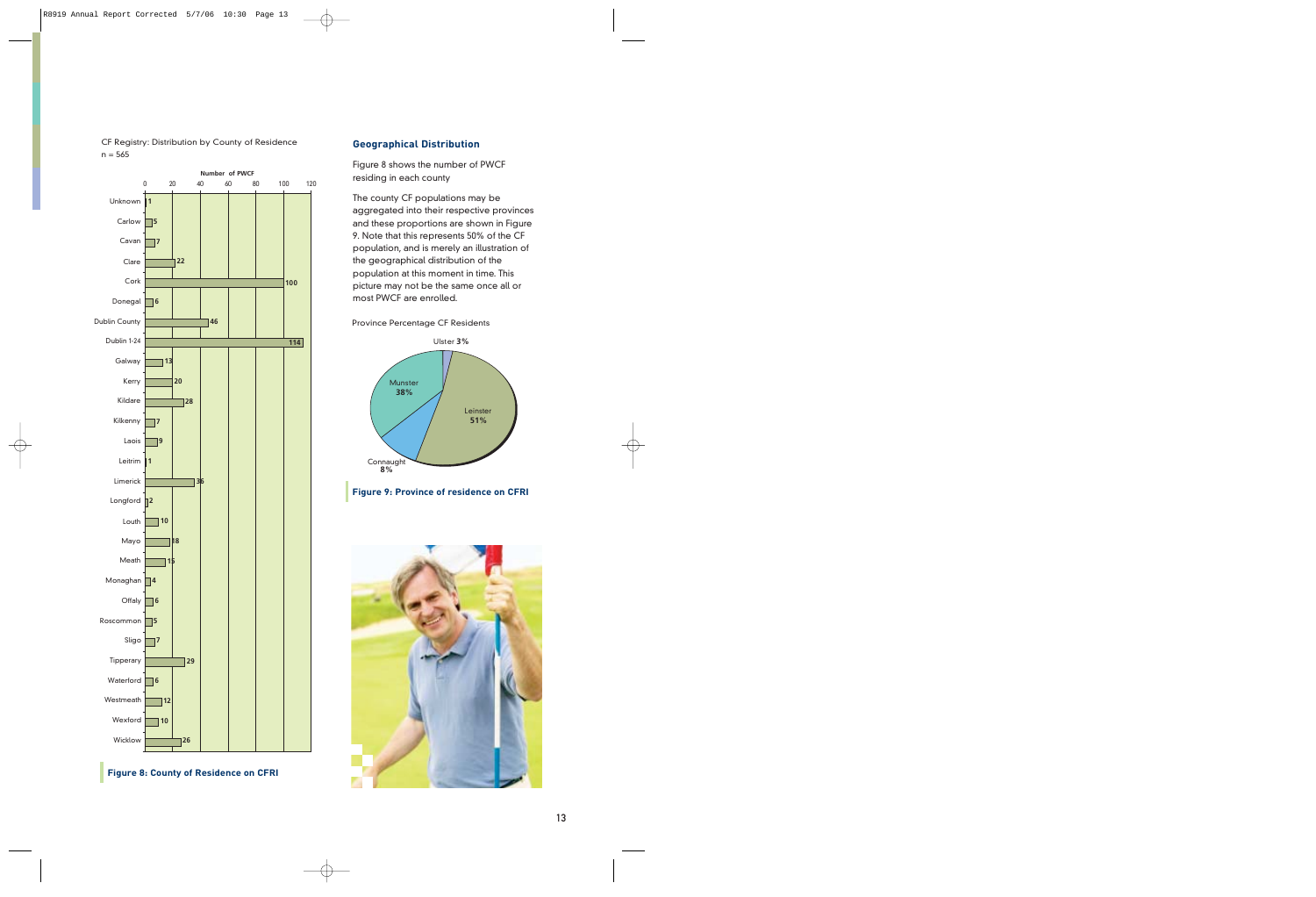CF Registry: Distribution by County of Residence
n = 565

| County | Number of PWCF |
|---|---|
| Unknown | 1 |
| Carlow | 5 |
| Cavan | 7 |
| Clare | 22 |
| Cork | 100 |
| Donegal | 6 |
| Dublin County | 46 |
| Dublin 1-24 | 114 |
| Galway | 13 |
| Kerry | 20 |
| Kildare | 28 |
| Kilkenny | 7 |
| Laois | 9 |
| Leitrim | 1 |
| Limerick | 36 |
| Longford | 2 |
| Louth | 10 |
| Mayo | 18 |
| Meath | 15 |
| Monaghan | 4 |
| Offaly | 6 |
| Roscommon | 5 |
| Sligo | 7 |
| Tipperary | 29 |
| Waterford | 6 |
| Westmeath | 12 |
| Wexford | 10 |
| Wicklow | 26 |

**Figure 8: County of Residence on CFRI**

## Geographical Distribution

Figure 8 shows the number of PWCF residing in each county

The county CF populations may be aggregated into their respective provinces and these proportions are shown in Figure 9. Note that this represents 50% of the CF population, and is merely an illustration of the geographical distribution of the population at this moment in time. This picture may not be the same once all or most PWCF are enrolled.

Province Percentage CF Residents

| Province | Percentage |
|---|---|
| Ulster | 3% |
| Munster | 38% |
| Leinster | 51% |
| Connaught | 8% |

**Figure 9: Province of residence on CFRI**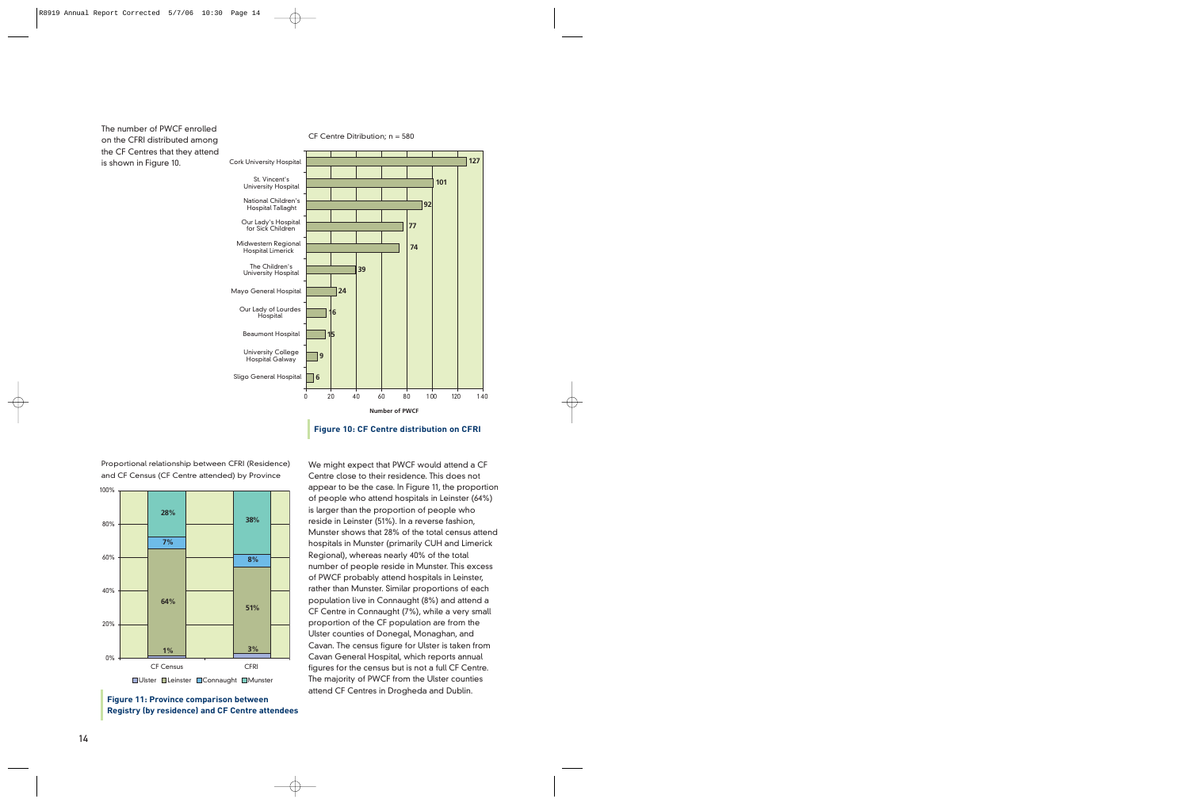The number of PWCF enrolled on the CFRI distributed among the CF Centres that they attend is shown in Figure 10.

CF Centre Ditribution; n = 580

| CF Centre | Number of PWCF |
| --- | --- |
| Cork University Hospital | 127 |
| St. Vincent's University Hospital | 101 |
| National Children's Hospital Tallaght | 92 |
| Our Lady's Hospital for Sick Children | 77 |
| Midwestern Regional Hospital Limerick | 74 |
| The Children's University Hospital | 39 |
| Mayo General Hospital | 24 |
| Our Lady of Lourdes Hospital | 16 |
| Beaumont Hospital | 15 |
| University College Hospital Galway | 9 |
| Sligo General Hospital | 6 |

**Figure 10: CF Centre distribution on CFRI**

Proportional relationship between CFRI (Residence) and CF Census (CF Centre attended) by Province

| Province | CF Census | CFRI |
| --- | --- | --- |
| Ulster | 1% | 3% |
| Leinster | 64% | 51% |
| Connaught | 7% | 8% |
| Munster | 28% | 38% |

**Figure 11: Province comparison between Registry (by residence) and CF Centre attendees**

We might expect that PWCF would attend a CF Centre close to their residence. This does not appear to be the case. In Figure 11, the proportion of people who attend hospitals in Leinster (64%) is larger than the proportion of people who reside in Leinster (51%). In a reverse fashion, Munster shows that 28% of the total census attend hospitals in Munster (primarily CUH and Limerick Regional), whereas nearly 40% of the total number of people reside in Munster. This excess of PWCF probably attend hospitals in Leinster, rather than Munster. Similar proportions of each population live in Connaught (8%) and attend a CF Centre in Connaught (7%), while a very small proportion of the CF population are from the Ulster counties of Donegal, Monaghan, and Cavan. The census figure for Ulster is taken from Cavan General Hospital, which reports annual figures for the census but is not a full CF Centre. The majority of PWCF from the Ulster counties attend CF Centres in Drogheda and Dublin.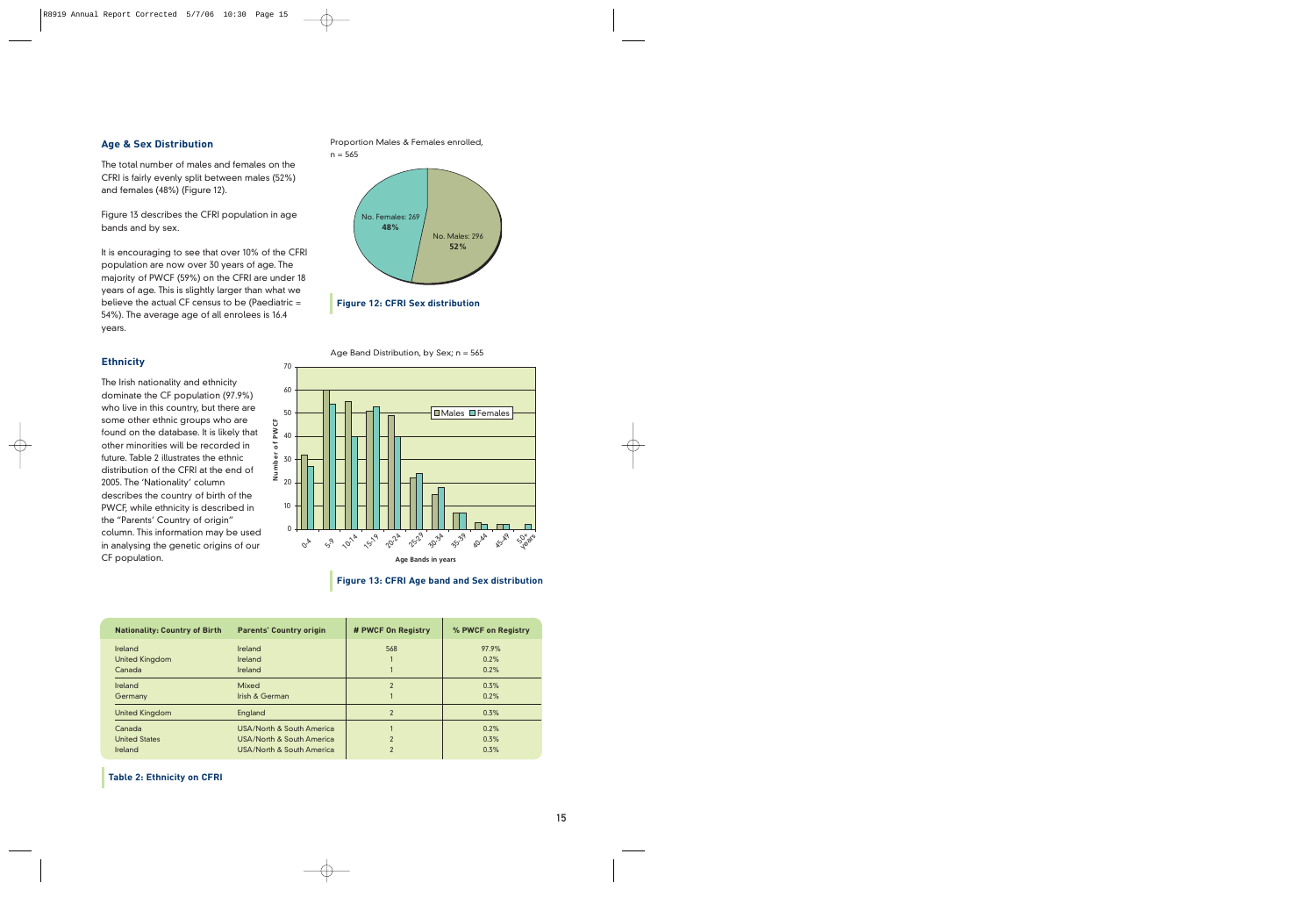## Age & Sex Distribution

The total number of males and females on the CFRI is fairly evenly split between males (52%) and females (48%) (Figure 12).

Figure 13 describes the CFRI population in age bands and by sex.

It is encouraging to see that over 10% of the CFRI population are now over 30 years of age. The majority of PWCF (59%) on the CFRI are under 18 years of age. This is slightly larger than what we believe the actual CF census to be (Paediatric = 54%). The average age of all enrolees is 16.4 years.

Proportion Males & Females enrolled, n = 565

No. Females: 269 **48%**

No. Males: 296 **52%**

**Figure 12: CFRI Sex distribution**

## Ethnicity

The Irish nationality and ethnicity dominate the CF population (97.9%) who live in this country, but there are some other ethnic groups who are found on the database. It is likely that other minorities will be recorded in future. Table 2 illustrates the ethnic distribution of the CFRI at the end of 2005. The 'Nationality' column describes the country of birth of the PWCF, while ethnicity is described in the "Parents' Country of origin" column. This information may be used in analysing the genetic origins of our CF population.

Age Band Distribution, by Sex; n = 565

**Figure 13: CFRI Age band and Sex distribution**

| Nationality: Country of Birth | Parents' Country origin | # PWCF On Registry | % PWCF on Registry |
|---|---|---|---|
| Ireland | Ireland | 568 | 97.9% |
| United Kingdom | Ireland | 1 | 0.2% |
| Canada | Ireland | 1 | 0.2% |
| Ireland | Mixed | 2 | 0.3% |
| Germany | Irish & German | 1 | 0.2% |
| United Kingdom | England | 2 | 0.3% |
| Canada | USA/North & South America | 1 | 0.2% |
| United States | USA/North & South America | 2 | 0.3% |
| Ireland | USA/North & South America | 2 | 0.3% |

**Table 2: Ethnicity on CFRI**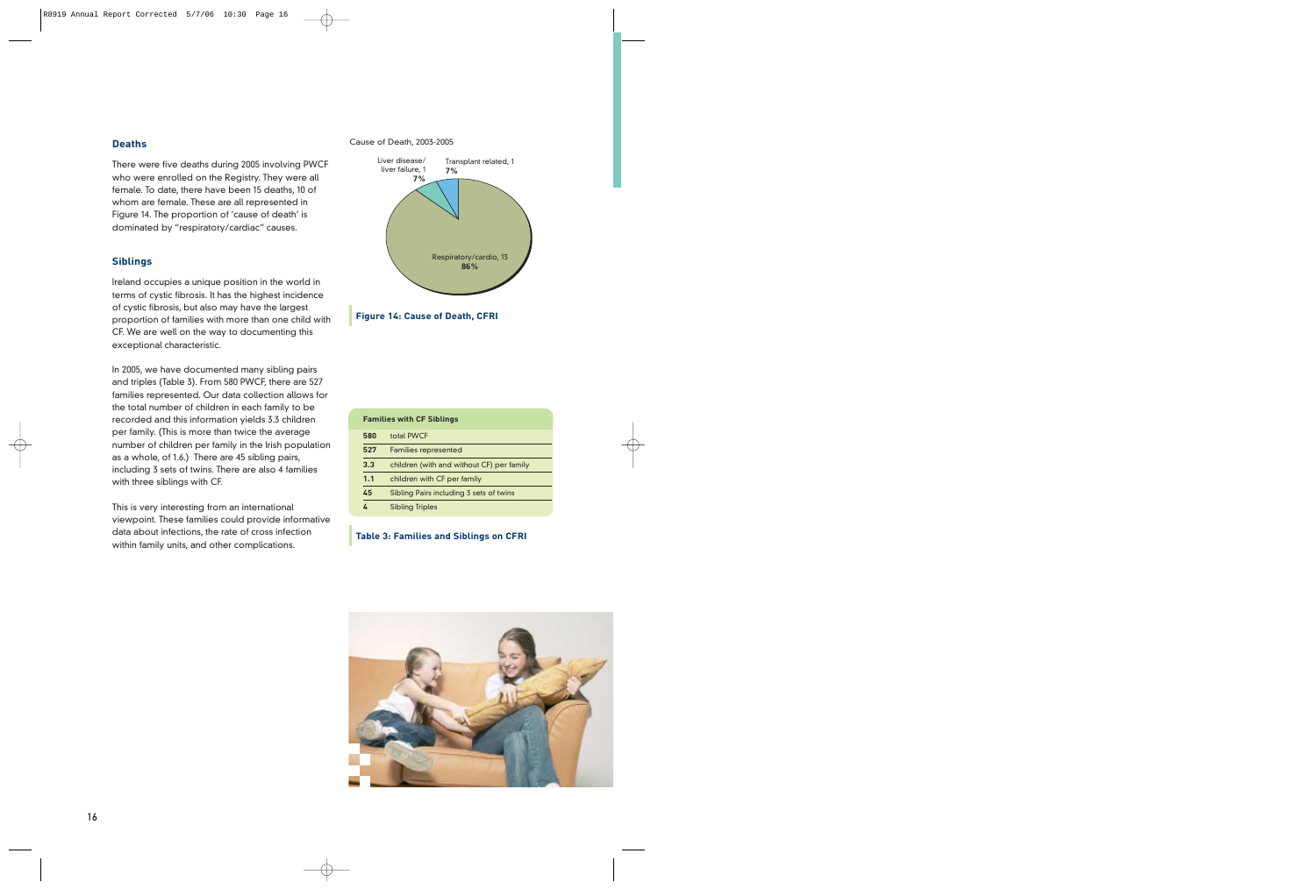## Deaths

There were five deaths during 2005 involving PWCF who were enrolled on the Registry. They were all female. To date, there have been 15 deaths, 10 of whom are female. These are all represented in Figure 14. The proportion of 'cause of death' is dominated by "respiratory/cardiac" causes.

Cause of Death, 2003-2005

Liver disease/ liver failure, 1 7%

Transplant related, 1 7%

Respiratory/cardio, 13 86%

**Figure 14: Cause of Death, CFRI**

## Siblings

Ireland occupies a unique position in the world in terms of cystic fibrosis. It has the highest incidence of cystic fibrosis, but also may have the largest proportion of families with more than one child with CF. We are well on the way to documenting this exceptional characteristic.

In 2005, we have documented many sibling pairs and triples (Table 3). From 580 PWCF, there are 527 families represented. Our data collection allows for the total number of children in each family to be recorded and this information yields 3.3 children per family. (This is more than twice the average number of children per family in the Irish population as a whole, of 1.6.) There are 45 sibling pairs, including 3 sets of twins. There are also 4 families with three siblings with CF.

This is very interesting from an international viewpoint. These families could provide informative data about infections, the rate of cross infection within family units, and other complications.

| Families with CF Siblings | |
|---|---|
| **580** | total PWCF |
| **527** | Families represented |
| **3.3** | children (with and without CF) per family |
| **1.1** | children with CF per family |
| **45** | Sibling Pairs including 3 sets of twins |
| **4** | Sibling Triples |

**Table 3: Families and Siblings on CFRI**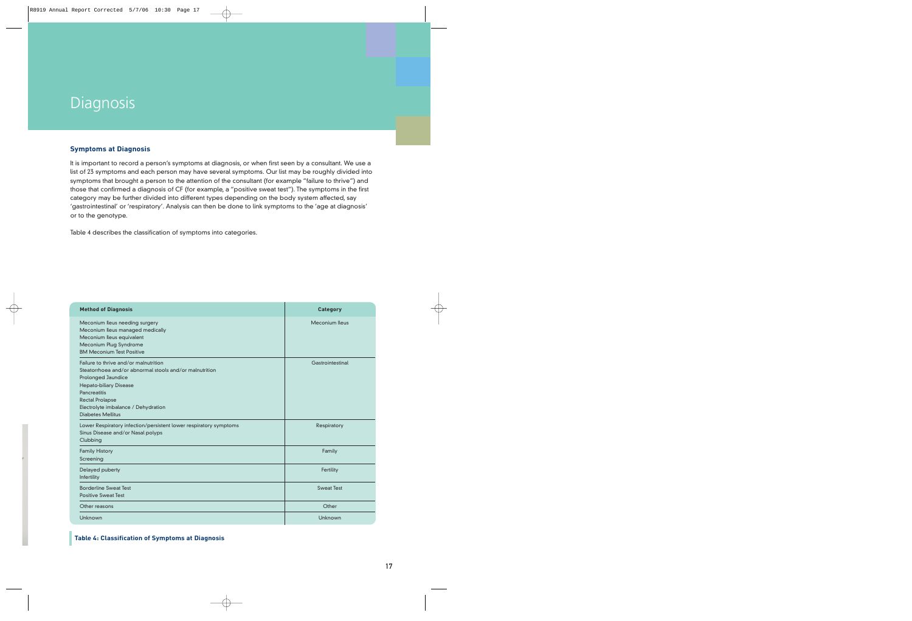# Diagnosis

## Symptoms at Diagnosis

It is important to record a person's symptoms at diagnosis, or when first seen by a consultant. We use a list of 23 symptoms and each person may have several symptoms. Our list may be roughly divided into symptoms that brought a person to the attention of the consultant (for example "failure to thrive") and those that confirmed a diagnosis of CF (for example, a "positive sweat test"). The symptoms in the first category may be further divided into different types depending on the body system affected, say 'gastrointestinal' or 'respiratory'. Analysis can then be done to link symptoms to the 'age at diagnosis' or to the genotype.

Table 4 describes the classification of symptoms into categories.

| Method of Diagnosis | Category |
|---|---|
| Meconium Ileus needing surgery<br>Meconium Ileus managed medically<br>Meconium Ileus equivalent<br>Meconium Plug Syndrome<br>BM Meconium Test Positive | Meconium Ileus |
| Failure to thrive and/or malnutrition<br>Steatorrhoea and/or abnormal stools and/or malnutrition<br>Prolonged Jaundice<br>Hepato-biliary Disease<br>Pancreatitis<br>Rectal Prolapse<br>Electrolyte imbalance / Dehydration<br>Diabetes Mellitus | Gastrointestinal |
| Lower Respiratory infection/persistent lower respiratory symptoms<br>Sinus Disease and/or Nasal polyps<br>Clubbing | Respiratory |
| Family History<br>Screening | Family |
| Delayed puberty<br>Infertility | Fertility |
| Borderline Sweat Test<br>Positive Sweat Test | Sweat Test |
| Other reasons | Other |
| Unknown | Unknown |

**Table 4: Classification of Symptoms at Diagnosis**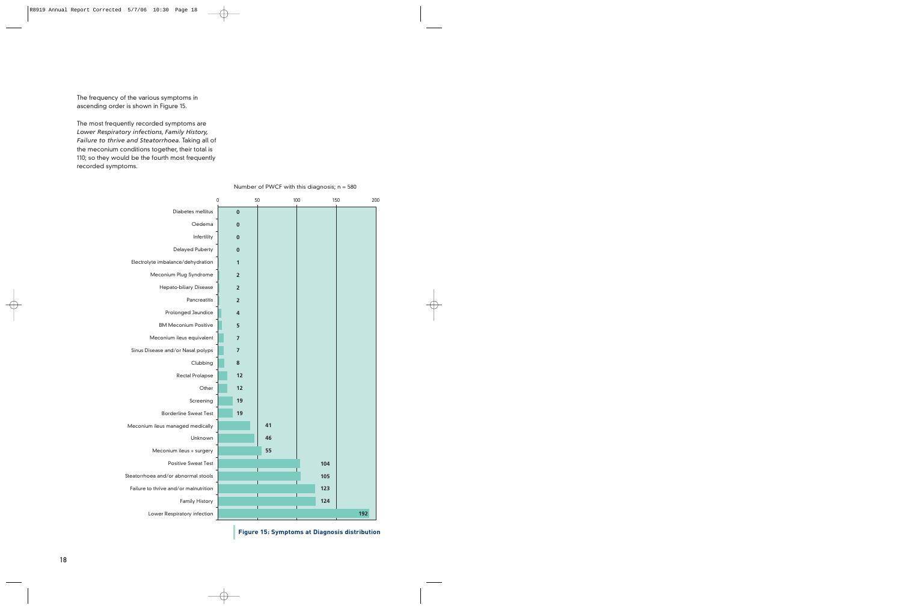The frequency of the various symptoms in ascending order is shown in Figure 15.

The most frequently recorded symptoms are *Lower Respiratory infections, Family History, Failure to thrive and Steatorrhoea*. Taking all of the meconium conditions together, their total is 110; so they would be the fourth most frequently recorded symptoms.

Number of PWCF with this diagnosis; n = 580

| Symptom | Number |
| --- | --- |
| Diabetes mellitus | 0 |
| Oedema | 0 |
| Infertility | 0 |
| Delayed Puberty | 0 |
| Electrolyte imbalance/dehydration | 1 |
| Meconium Plug Syndrome | 2 |
| Hepato-biliary Disease | 2 |
| Pancreatitis | 2 |
| Prolonged Jaundice | 4 |
| BM Meconium Positive | 5 |
| Meconium ileus equivalent | 7 |
| Sinus Disease and/or Nasal polyps | 7 |
| Clubbing | 8 |
| Rectal Prolapse | 12 |
| Other | 12 |
| Screening | 19 |
| Borderline Sweat Test | 19 |
| Meconium ileus managed medically | 41 |
| Unknown | 46 |
| Meconium ileus + surgery | 55 |
| Positive Sweat Test | 104 |
| Steatorrhoea and/or abnormal stools | 105 |
| Failure to thrive and/or malnutrition | 123 |
| Family History | 124 |
| Lower Respiratory infection | 192 |

**Figure 15: Symptoms at Diagnosis distribution**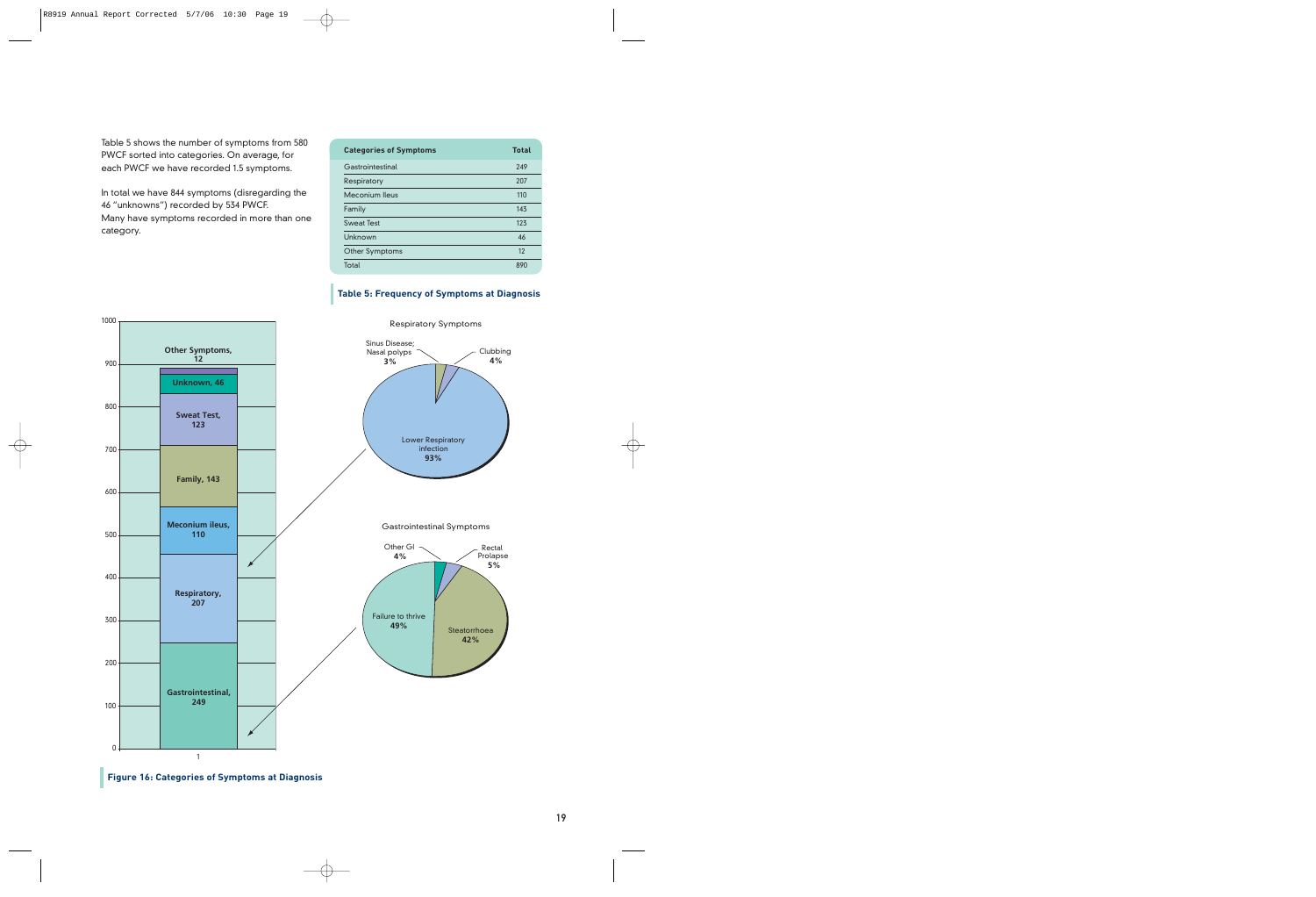Table 5 shows the number of symptoms from 580 PWCF sorted into categories. On average, for each PWCF we have recorded 1.5 symptoms.

In total we have 844 symptoms (disregarding the 46 "unknowns") recorded by 534 PWCF. Many have symptoms recorded in more than one category.

| Categories of Symptoms | Total |
|---|---|
| Gastrointestinal | 249 |
| Respiratory | 207 |
| Meconium Ileus | 110 |
| Family | 143 |
| Sweat Test | 123 |
| Unknown | 46 |
| Other Symptoms | 12 |
| Total | 890 |

**Table 5: Frequency of Symptoms at Diagnosis**

**Figure 16: Categories of Symptoms at Diagnosis**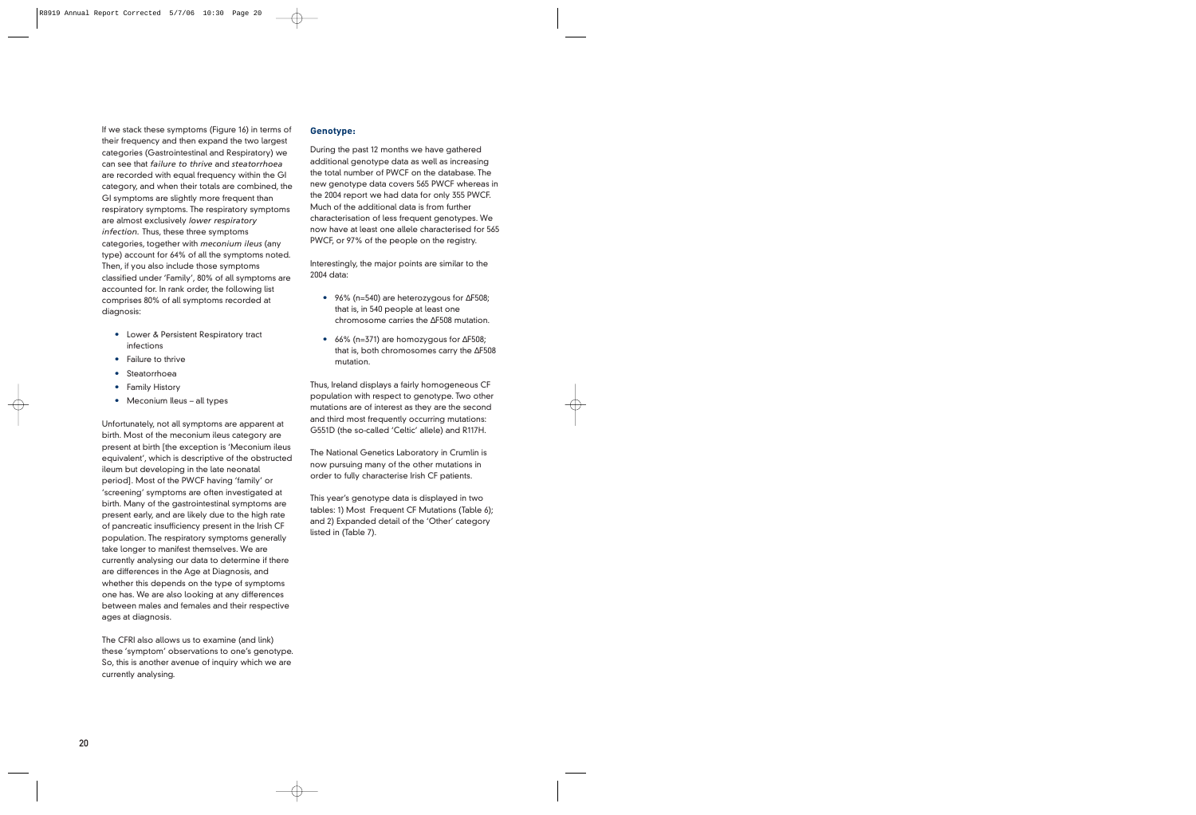If we stack these symptoms (Figure 16) in terms of their frequency and then expand the two largest categories (Gastrointestinal and Respiratory) we can see that *failure to thrive* and *steatorrhoea* are recorded with equal frequency within the GI category, and when their totals are combined, the GI symptoms are slightly more frequent than respiratory symptoms. The respiratory symptoms are almost exclusively *lower respiratory infection*. Thus, these three symptoms categories, together with *meconium ileus* (any type) account for 64% of all the symptoms noted. Then, if you also include those symptoms classified under 'Family', 80% of all symptoms are accounted for. In rank order, the following list comprises 80% of all symptoms recorded at diagnosis:

- Lower & Persistent Respiratory tract infections
- Failure to thrive
- Steatorrhoea
- Family History
- Meconium Ileus – all types

Unfortunately, not all symptoms are apparent at birth. Most of the meconium ileus category are present at birth [the exception is 'Meconium ileus equivalent', which is descriptive of the obstructed ileum but developing in the late neonatal period]. Most of the PWCF having 'family' or 'screening' symptoms are often investigated at birth. Many of the gastrointestinal symptoms are present early, and are likely due to the high rate of pancreatic insufficiency present in the Irish CF population. The respiratory symptoms generally take longer to manifest themselves. We are currently analysing our data to determine if there are differences in the Age at Diagnosis, and whether this depends on the type of symptoms one has. We are also looking at any differences between males and females and their respective ages at diagnosis.

The CFRI also allows us to examine (and link) these 'symptom' observations to one's genotype. So, this is another avenue of inquiry which we are currently analysing.

## Genotype:

During the past 12 months we have gathered additional genotype data as well as increasing the total number of PWCF on the database. The new genotype data covers 565 PWCF whereas in the 2004 report we had data for only 355 PWCF. Much of the additional data is from further characterisation of less frequent genotypes. We now have at least one allele characterised for 565 PWCF, or 97% of the people on the registry.

Interestingly, the major points are similar to the 2004 data:

- 96% (n=540) are heterozygous for ΔF508; that is, in 540 people at least one chromosome carries the ΔF508 mutation.
- 66% (n=371) are homozygous for ΔF508; that is, both chromosomes carry the ΔF508 mutation.

Thus, Ireland displays a fairly homogeneous CF population with respect to genotype. Two other mutations are of interest as they are the second and third most frequently occurring mutations: G551D (the so-called 'Celtic' allele) and R117H.

The National Genetics Laboratory in Crumlin is now pursuing many of the other mutations in order to fully characterise Irish CF patients.

This year's genotype data is displayed in two tables: 1) Most Frequent CF Mutations (Table 6); and 2) Expanded detail of the 'Other' category listed in (Table 7).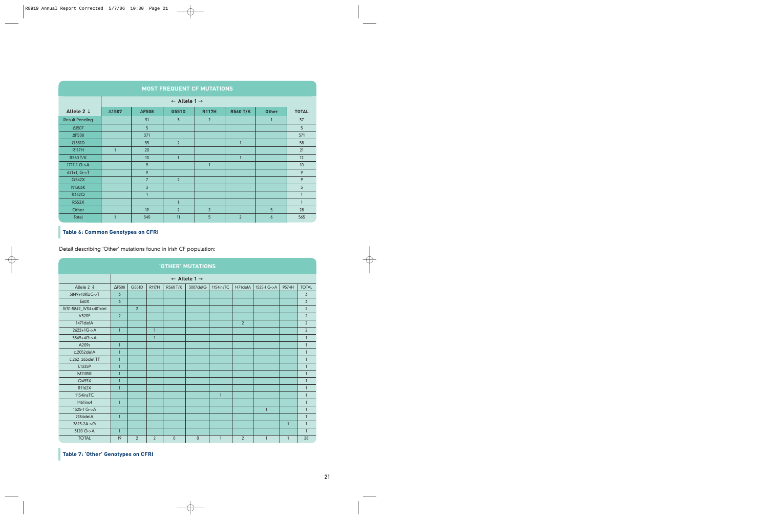| MOST FREQUENT CF MUTATIONS | | | | | | | |
|---|---|---|---|---|---|---|---|
| | ← Allele 1 → | | | | | | |
| Allele 2 ↓ | ΔI507 | ΔF508 | G551D | R117H | R560 T/K | Other | TOTAL |
| Result Pending | | 31 | 3 | 2 | | 1 | 37 |
| ΔI507 | | 5 | | | | | 5 |
| ΔF508 | | 371 | | | | | 371 |
| G551D | | 55 | 2 | | 1 | | 58 |
| R117H | 1 | 20 | | | | | 21 |
| R560 T/K | | 10 | 1 | | 1 | | 12 |
| 1717-1 G->A | | 9 | | 1 | | | 10 |
| 621+1, G->T | | 9 | | | | | 9 |
| G542X | | 7 | 2 | | | | 9 |
| N1303K | | 3 | | | | | 3 |
| R352Q | | 1 | | | | | 1 |
| R553X | | | 1 | | | | 1 |
| Other | | 19 | 2 | 2 | | 5 | 28 |
| Total | 1 | 540 | 11 | 5 | 2 | 6 | 565 |

**Table 6: Common Genotypes on CFRI**

Detail describing 'Other' mutations found in Irish CF population:

| 'OTHER' MUTATIONS | | | | | | | | | | |
|---|---|---|---|---|---|---|---|---|---|---|
| | ← Allele 1 → | | | | | | | | | |
| Allele 2 ↓ | ΔF508 | G551D | R117H | R560 T/K | 3007delG | 1154insTC | 1471delA | 1525-1 G->A | P574H | TOTAL |
| 3849+10KbC->T | 3 | | | | | | | | | 3 |
| E60X | 3 | | | | | | | | | 3 |
| IVS1-5842_IVS4+401del | | 2 | | | | | | | | 2 |
| V520F | 2 | | | | | | | | | 2 |
| 1471delA | | | | | | | 2 | | | 2 |
| 2622+1G->A | 1 | | 1 | | | | | | | 2 |
| 3849+4G->A | | | 1 | | | | | | | 1 |
| A209s | 1 | | | | | | | | | 1 |
| c.2052delA | 1 | | | | | | | | | 1 |
| c.262_263del TT | 1 | | | | | | | | | 1 |
| L1335P | 1 | | | | | | | | | 1 |
| M1105R | 1 | | | | | | | | | 1 |
| Q493X | 1 | | | | | | | | | 1 |
| R1162X | 1 | | | | | | | | | 1 |
| 1154insTC | | | | | | 1 | | | | 1 |
| 1461ins4 | 1 | | | | | | | | | 1 |
| 1525-1 G->A | | | | | | | | 1 | | 1 |
| 2184delA | 1 | | | | | | | | | 1 |
| 2623-2A->G | | | | | | | | | 1 | 1 |
| 3120 G->A | 1 | | | | | | | | | 1 |
| TOTAL | 19 | 2 | 2 | 0 | 0 | 1 | 2 | 1 | 1 | 28 |

**Table 7: 'Other' Genotypes on CFRI**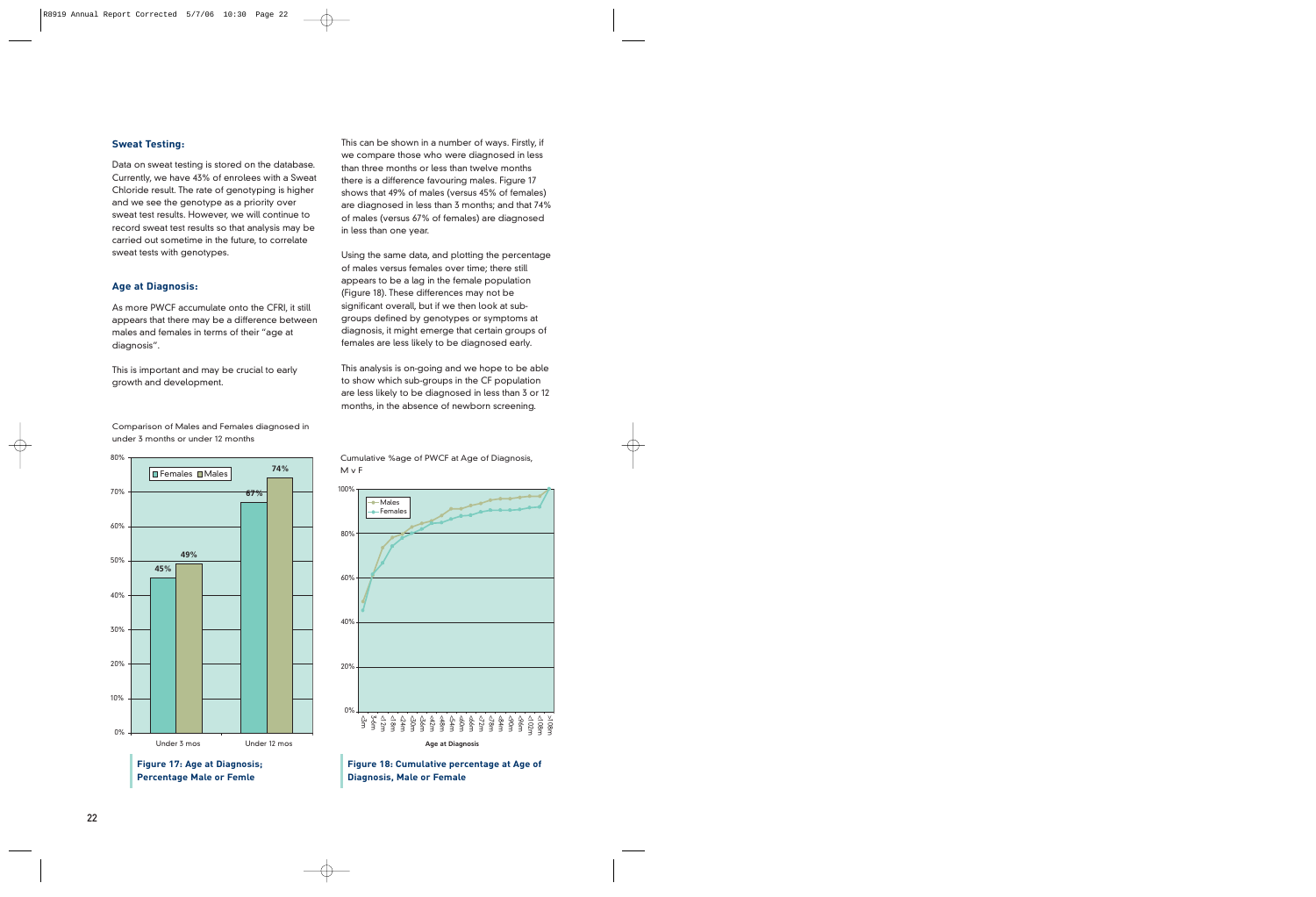## Sweat Testing:

Data on sweat testing is stored on the database. Currently, we have 43% of enrolees with a Sweat Chloride result. The rate of genotyping is higher and we see the genotype as a priority over sweat test results. However, we will continue to record sweat test results so that analysis may be carried out sometime in the future, to correlate sweat tests with genotypes.

## Age at Diagnosis:

As more PWCF accumulate onto the CFRI, it still appears that there may be a difference between males and females in terms of their "age at diagnosis".

This is important and may be crucial to early growth and development.

This can be shown in a number of ways. Firstly, if we compare those who were diagnosed in less than three months or less than twelve months there is a difference favouring males. Figure 17 shows that 49% of males (versus 45% of females) are diagnosed in less than 3 months; and that 74% of males (versus 67% of females) are diagnosed in less than one year.

Using the same data, and plotting the percentage of males versus females over time; there still appears to be a lag in the female population (Figure 18). These differences may not be significant overall, but if we then look at sub-groups defined by genotypes or symptoms at diagnosis, it might emerge that certain groups of females are less likely to be diagnosed early.

This analysis is on-going and we hope to be able to show which sub-groups in the CF population are less likely to be diagnosed in less than 3 or 12 months, in the absence of newborn screening.

Comparison of Males and Females diagnosed in under 3 months or under 12 months

| | Females | Males |
|---|---|---|
| Under 3 mos | 45% | 49% |
| Under 12 mos | 67% | 74% |

**Figure 17: Age at Diagnosis; Percentage Male or Femle**

Cumulative %age of PWCF at Age of Diagnosis, M v F

**Figure 18: Cumulative percentage at Age of Diagnosis, Male or Female**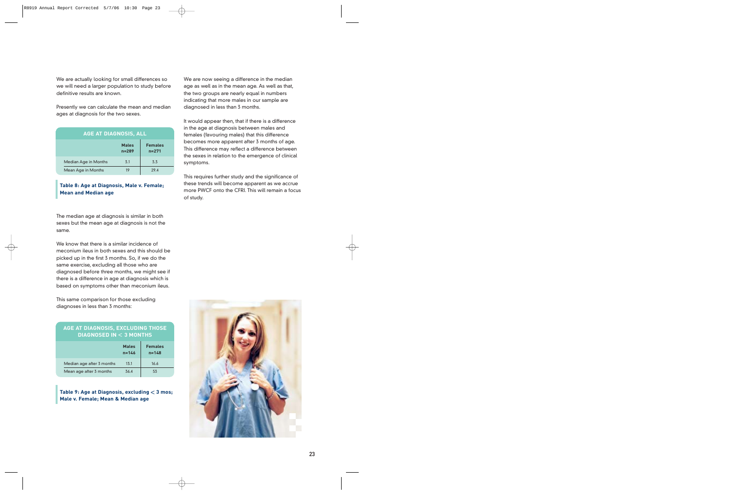We are actually looking for small differences so we will need a larger population to study before definitive results are known.

Presently we can calculate the mean and median ages at diagnosis for the two sexes.

| AGE AT DIAGNOSIS, ALL | | |
|---|---|---|
| | **Males n=289** | **Females n=271** |
| Median Age in Months | 3.1 | 3.3 |
| Mean Age in Months | 19 | 29.4 |

**Table 8: Age at Diagnosis, Male v. Female; Mean and Median age**

The median age at diagnosis is similar in both sexes but the mean age at diagnosis is not the same.

We know that there is a similar incidence of meconium ileus in both sexes and this should be picked up in the first 3 months. So, if we do the same exercise, excluding all those who are diagnosed before three months, we might see if there is a difference in age at diagnosis which is based on symptoms other than meconium ileus.

This same comparison for those excluding diagnoses in less than 3 months:

| AGE AT DIAGNOSIS, EXCLUDING THOSE DIAGNOSED IN < 3 MONTHS | | |
|---|---|---|
| | **Males n=146** | **Females n=148** |
| Median age after 3 months | 13.1 | 16.6 |
| Mean age after 3 months | 36.4 | 53 |

**Table 9: Age at Diagnosis, excluding < 3 mos; Male v. Female; Mean & Median age**

We are now seeing a difference in the median age as well as in the mean age. As well as that, the two groups are nearly equal in numbers indicating that more males in our sample are diagnosed in less than 3 months.

It would appear then, that if there is a difference in the age at diagnosis between males and females (favouring males) that this difference becomes more apparent after 3 months of age. This difference may reflect a difference between the sexes in relation to the emergence of clinical symptoms.

This requires further study and the significance of these trends will become apparent as we accrue more PWCF onto the CFRI. This will remain a focus of study.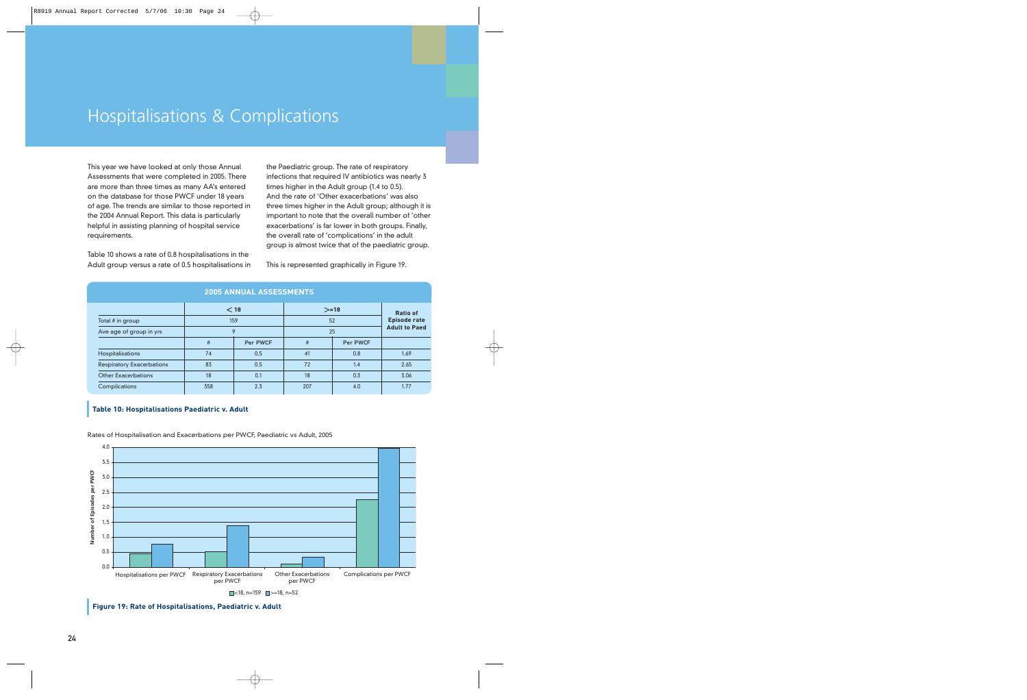# Hospitalisations & Complications

This year we have looked at only those Annual Assessments that were completed in 2005. There are more than three times as many AA's entered on the database for those PWCF under 18 years of age. The trends are similar to those reported in the 2004 Annual Report. This data is particularly helpful in assisting planning of hospital service requirements.

Table 10 shows a rate of 0.8 hospitalisations in the Adult group versus a rate of 0.5 hospitalisations in the Paediatric group. The rate of respiratory infections that required IV antibiotics was nearly 3 times higher in the Adult group (1.4 to 0.5). And the rate of 'Other exacerbations' was also three times higher in the Adult group; although it is important to note that the overall number of 'other exacerbations' is far lower in both groups. Finally, the overall rate of 'complications' in the adult group is almost twice that of the paediatric group.

This is represented graphically in Figure 19.

**2005 ANNUAL ASSESSMENTS**

| | < 18 | | >=18 | | Ratio of Episode rate Adult to Paed |
|---|---|---|---|---|---|
| Total # in group | 159 | | 52 | | |
| Ave age of group in yrs | 9 | | 25 | | |
| | # | Per PWCF | # | Per PWCF | |
| Hospitalisations | 74 | 0.5 | 41 | 0.8 | 1.69 |
| Respiratory Exacerbations | 83 | 0.5 | 72 | 1.4 | 2.65 |
| Other Exacerbations | 18 | 0.1 | 18 | 0.3 | 3.06 |
| Complications | 358 | 2.3 | 207 | 4.0 | 1.77 |

**Table 10: Hospitalisations Paediatric v. Adult**

Rates of Hospitalisation and Exacerbations per PWCF, Paediatric vs Adult, 2005

**Figure 19: Rate of Hospitalisations, Paediatric v. Adult**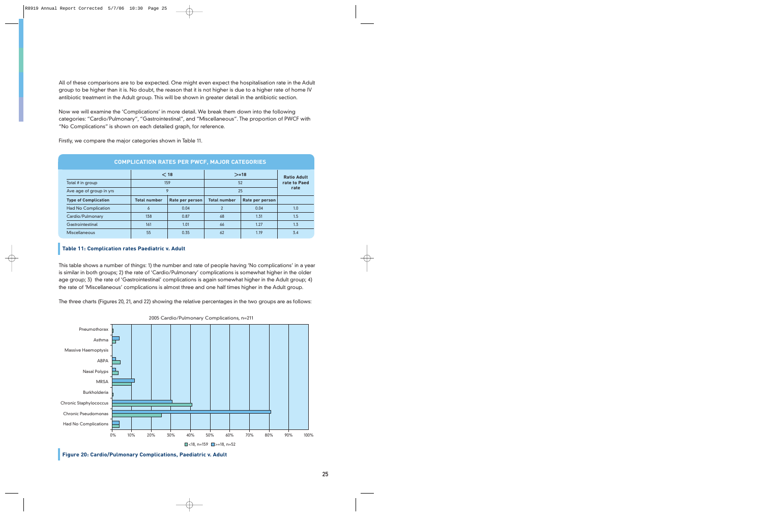All of these comparisons are to be expected. One might even expect the hospitalisation rate in the Adult group to be higher than it is. No doubt, the reason that it is not higher is due to a higher rate of home IV antibiotic treatment in the Adult group. This will be shown in greater detail in the antibiotic section.

Now we will examine the 'Complications' in more detail. We break them down into the following categories: "Cardio/Pulmonary", "Gastrointestinal", and "Miscellaneous". The proportion of PWCF with "No Complications" is shown on each detailed graph, for reference.

Firstly, we compare the major categories shown in Table 11.

**COMPLICATION RATES PER PWCF, MAJOR CATEGORIES**

| | < 18 | | >=18 | | Ratio Adult rate to Paed rate |
|---|---|---|---|---|---|
| Total # in group | 159 | | 52 | | |
| Ave age of group in yrs | 9 | | 25 | | |
| **Type of Complication** | **Total number** | **Rate per person** | **Total number** | **Rate per person** | |
| Had No Complication | 6 | 0.04 | 2 | 0.04 | 1.0 |
| Cardio/Pulmonary | 138 | 0.87 | 68 | 1.31 | 1.5 |
| Gastrointestinal | 161 | 1.01 | 66 | 1.27 | 1.3 |
| Miscellaneous | 55 | 0.35 | 62 | 1.19 | 3.4 |

**Table 11: Complication rates Paediatric v. Adult**

This table shows a number of things: 1) the number and rate of people having 'No complications' in a year is similar in both groups; 2) the rate of 'Cardio/Pulmonary' complications is somewhat higher in the older age group; 3) the rate of 'Gastrointestinal' complications is again somewhat higher in the Adult group; 4) the rate of 'Miscellaneous' complications is almost three and one half times higher in the Adult group.

The three charts (Figures 20, 21, and 22) showing the relative percentages in the two groups are as follows:

2005 Cardio/Pulmonary Complications, n=211

**Figure 20: Cardio/Pulmonary Complications, Paediatric v. Adult**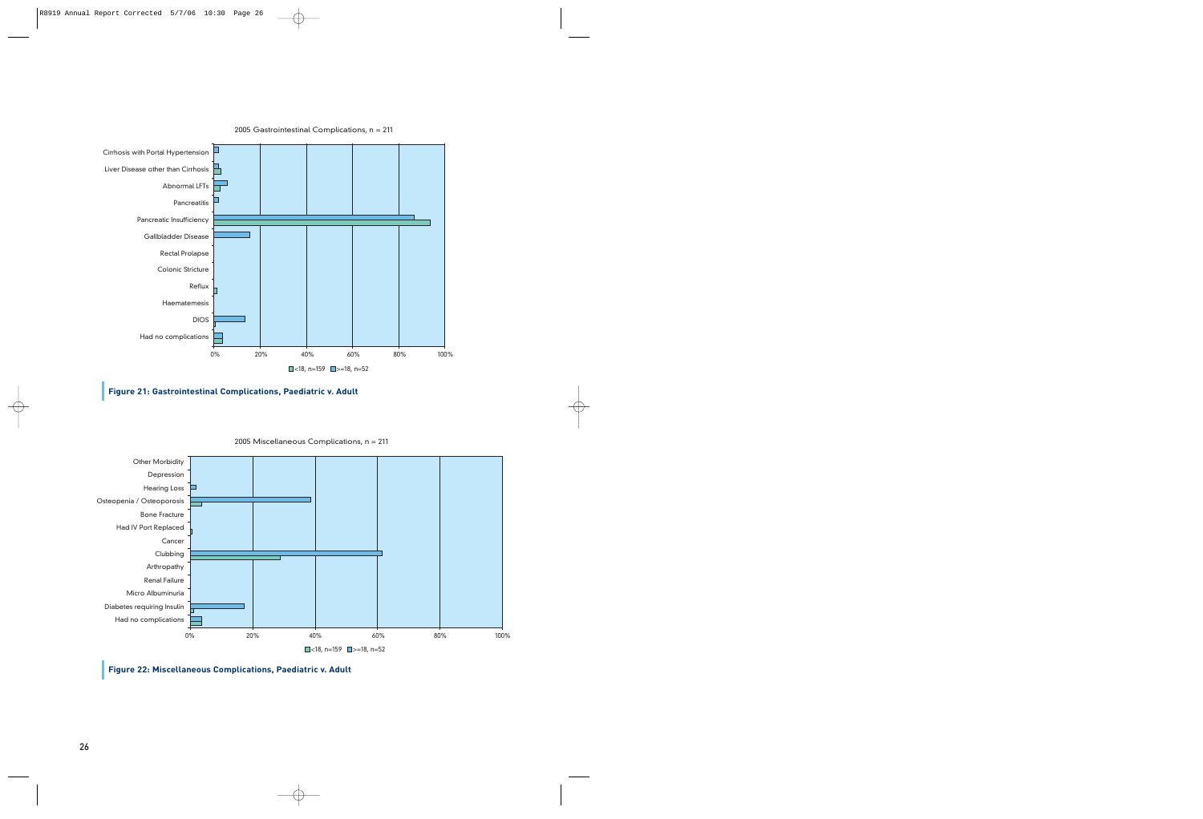2005 Gastrointestinal Complications, n = 211

Cirrhosis with Portal Hypertension
Liver Disease other than Cirrhosis
Abnormal LFTs
Pancreatitis
Pancreatic Insufficiency
Gallbladder Disease
Rectal Prolapse
Colonic Stricture
Reflux
Haematemesis
DIOS
Had no complications

0% 20% 40% 60% 80% 100%

<18, n=159 >=18, n=52

**Figure 21: Gastrointestinal Complications, Paediatric v. Adult**

2005 Miscellaneous Complications, n = 211

Other Morbidity
Depression
Hearing Loss
Osteopenia / Osteoporosis
Bone Fracture
Had IV Port Replaced
Cancer
Clubbing
Arthropathy
Renal Failure
Micro Albuminuria
Diabetes requiring Insulin
Had no complications

0% 20% 40% 60% 80% 100%

<18, n=159 >=18, n=52

**Figure 22: Miscellaneous Complications, Paediatric v. Adult**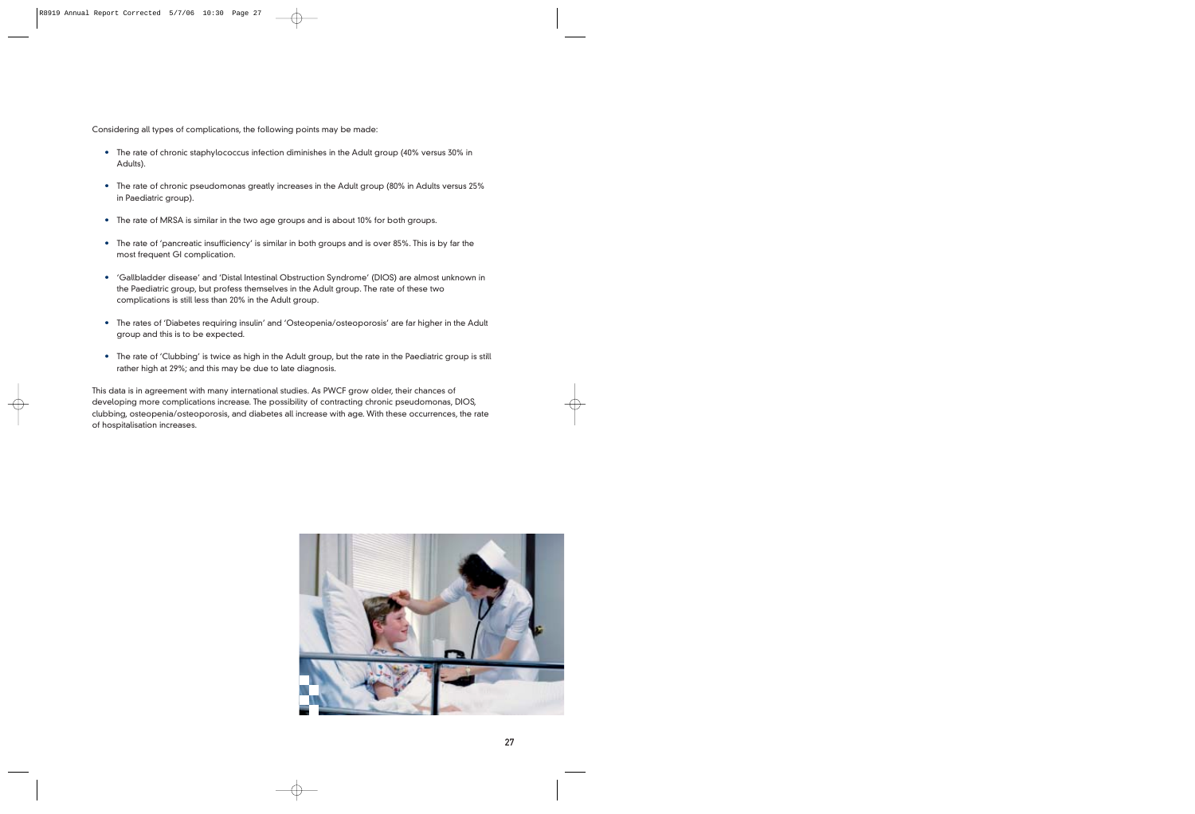Considering all types of complications, the following points may be made:

- The rate of chronic staphylococcus infection diminishes in the Adult group (40% versus 30% in Adults).
- The rate of chronic pseudomonas greatly increases in the Adult group (80% in Adults versus 25% in Paediatric group).
- The rate of MRSA is similar in the two age groups and is about 10% for both groups.
- The rate of 'pancreatic insufficiency' is similar in both groups and is over 85%. This is by far the most frequent GI complication.
- 'Gallbladder disease' and 'Distal Intestinal Obstruction Syndrome' (DIOS) are almost unknown in the Paediatric group, but profess themselves in the Adult group. The rate of these two complications is still less than 20% in the Adult group.
- The rates of 'Diabetes requiring insulin' and 'Osteopenia/osteoporosis' are far higher in the Adult group and this is to be expected.
- The rate of 'Clubbing' is twice as high in the Adult group, but the rate in the Paediatric group is still rather high at 29%; and this may be due to late diagnosis.

This data is in agreement with many international studies. As PWCF grow older, their chances of developing more complications increase. The possibility of contracting chronic pseudomonas, DIOS, clubbing, osteopenia/osteoporosis, and diabetes all increase with age. With these occurrences, the rate of hospitalisation increases.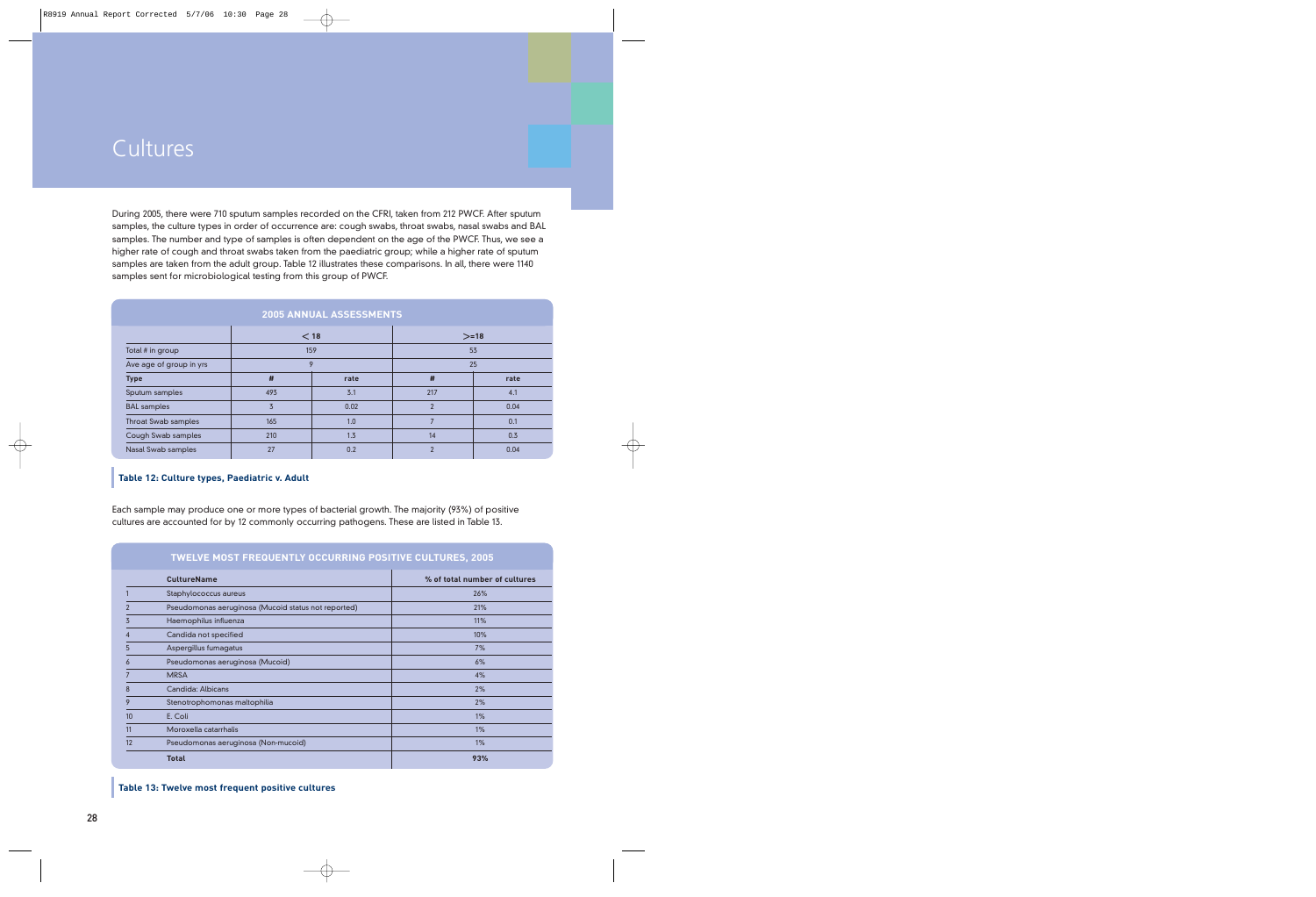# Cultures

During 2005, there were 710 sputum samples recorded on the CFRI, taken from 212 PWCF. After sputum samples, the culture types in order of occurrence are: cough swabs, throat swabs, nasal swabs and BAL samples. The number and type of samples is often dependent on the age of the PWCF. Thus, we see a higher rate of cough and throat swabs taken from the paediatric group; while a higher rate of sputum samples are taken from the adult group. Table 12 illustrates these comparisons. In all, there were 1140 samples sent for microbiological testing from this group of PWCF.

| 2005 ANNUAL ASSESSMENTS | | | | |
|---|---|---|---|---|
| | < 18 | | >=18 | |
| Total # in group | 159 | | 53 | |
| Ave age of group in yrs | 9 | | 25 | |
| **Type** | **#** | **rate** | **#** | **rate** |
| Sputum samples | 493 | 3.1 | 217 | 4.1 |
| BAL samples | 3 | 0.02 | 2 | 0.04 |
| Throat Swab samples | 165 | 1.0 | 7 | 0.1 |
| Cough Swab samples | 210 | 1.3 | 14 | 0.3 |
| Nasal Swab samples | 27 | 0.2 | 2 | 0.04 |

**Table 12: Culture types, Paediatric v. Adult**

Each sample may produce one or more types of bacterial growth. The majority (93%) of positive cultures are accounted for by 12 commonly occurring pathogens. These are listed in Table 13.

| | **CultureName** | **% of total number of cultures** |
|---|---|---|
| 1 | Staphylococcus aureus | 26% |
| 2 | Pseudomonas aeruginosa (Mucoid status not reported) | 21% |
| 3 | Haemophilus influenza | 11% |
| 4 | Candida not specified | 10% |
| 5 | Aspergillus fumagatus | 7% |
| 6 | Pseudomonas aeruginosa (Mucoid) | 6% |
| 7 | MRSA | 4% |
| 8 | Candida: Albicans | 2% |
| 9 | Stenotrophomonas maltophilia | 2% |
| 10 | E. Coli | 1% |
| 11 | Moroxella catarrhalis | 1% |
| 12 | Pseudomonas aeruginosa (Non-mucoid) | 1% |
| | **Total** | **93%** |

TWELVE MOST FREQUENTLY OCCURRING POSITIVE CULTURES, 2005

**Table 13: Twelve most frequent positive cultures**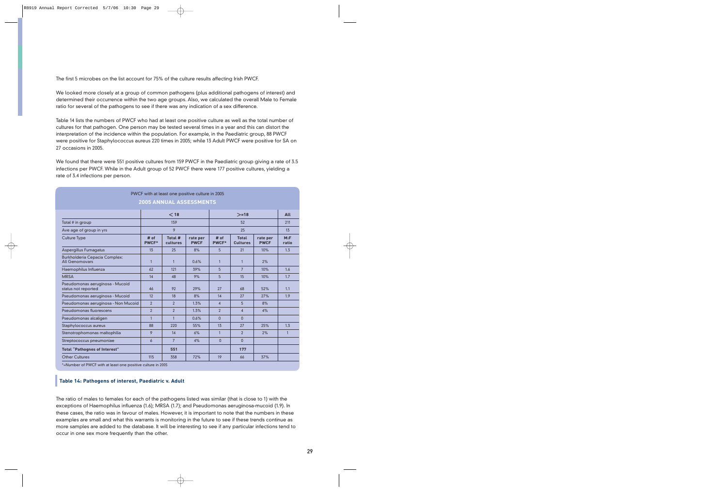The first 5 microbes on the list account for 75% of the culture results affecting Irish PWCF.

We looked more closely at a group of common pathogens (plus additional pathogens of interest) and determined their occurrence within the two age groups. Also, we calculated the overall Male to Female ratio for several of the pathogens to see if there was any indication of a sex difference.

Table 14 lists the numbers of PWCF who had at least one positive culture as well as the total number of cultures for that pathogen. One person may be tested several times in a year and this can distort the interpretation of the incidence within the population. For example, in the Paediatric group, 88 PWCF were positive for Staphylococcus aureus 220 times in 2005; while 13 Adult PWCF were positive for SA on 27 occasions in 2005.

We found that there were 551 positive cultures from 159 PWCF in the Paediatric group giving a rate of 3.5 infections per PWCF. While in the Adult group of 52 PWCF there were 177 positive cultures, yielding a rate of 3.4 infections per person.

PWCF with at least one positive culture in 2005

**2005 ANNUAL ASSESSMENTS**

| | < 18 | | | >=18 | | | All |
|---|---|---|---|---|---|---|---|
| Total # in group | 159 | | | 52 | | | 211 |
| Ave age of group in yrs | 9 | | | 25 | | | 13 |
| Culture Type | # of PWCF* | Total # cultures | rate per PWCF | # of PWCF* | Total Cultures | rate per PWCF | M:F ratio |
| Aspergillus Fumagatus | 13 | 25 | 8% | 5 | 21 | 10% | 1.3 |
| Burkholderia Cepacia Complex: All Genomovars | 1 | 1 | 0.6% | 1 | 1 | 2% | |
| Haemophilus Influenza | 62 | 121 | 39% | 5 | 7 | 10% | 1.6 |
| MRSA | 14 | 48 | 9% | 5 | 15 | 10% | 1.7 |
| Pseudomonas aeruginosa - Mucoid status not reported | 46 | 92 | 29% | 27 | 68 | 52% | 1.1 |
| Pseudomonas aeruginosa - Mucoid | 12 | 18 | 8% | 14 | 27 | 27% | 1.9 |
| Pseudomonas aeruginosa - Non Mucoid | 2 | 2 | 1.3% | 4 | 5 | 8% | |
| Pseudomonas fluorescens | 2 | 2 | 1.3% | 2 | 4 | 4% | |
| Pseudomonas alcaligen | 1 | 1 | 0.6% | 0 | 0 | | |
| Staphylococcus aureus | 88 | 220 | 55% | 13 | 27 | 25% | 1.3 |
| Stenotrophomonas maltophilia | 9 | 14 | 6% | 1 | 2 | 2% | 1 |
| Streptococcus pneumoniae | 6 | 7 | 4% | 0 | 0 | | |
| **Total "Pathognes of Interest"** | | **551** | | | **177** | | |
| Other Cultures | 115 | 358 | 72% | 19 | 66 | 37% | |

*=Number of PWCF with at least one positive culture in 2005

**Table 14: Pathogens of interest, Paediatric v. Adult**

The ratio of males to females for each of the pathogens listed was similar (that is close to 1) with the exceptions of Haemophilus influenza (1.6); MRSA (1.7); and Pseudomonas aeruginosa-mucoid (1.9). In these cases, the ratio was in favour of males. However, it is important to note that the numbers in these examples are small and what this warrants is monitoring in the future to see if these trends continue as more samples are added to the database. It will be interesting to see if any particular infections tend to occur in one sex more frequently than the other.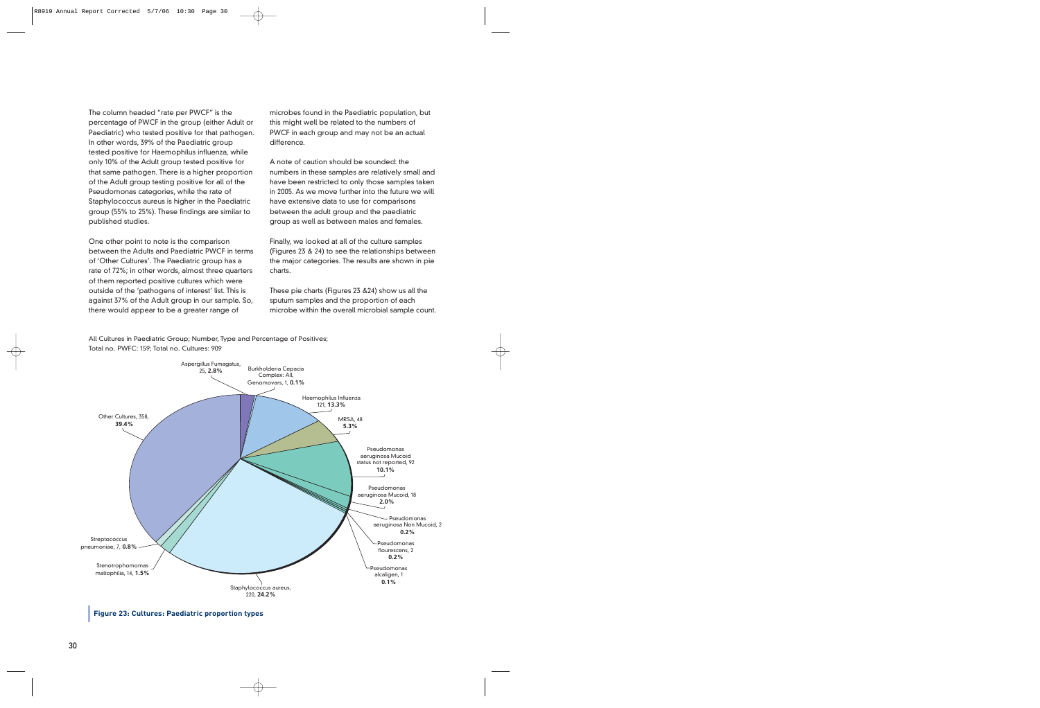The column headed "rate per PWCF" is the percentage of PWCF in the group (either Adult or Paediatric) who tested positive for that pathogen. In other words, 39% of the Paediatric group tested positive for Haemophilus influenza, while only 10% of the Adult group tested positive for that same pathogen. There is a higher proportion of the Adult group testing positive for all of the Pseudomonas categories, while the rate of Staphylococcus aureus is higher in the Paediatric group (55% to 25%). These findings are similar to published studies.

One other point to note is the comparison between the Adults and Paediatric PWCF in terms of 'Other Cultures'. The Paediatric group has a rate of 72%; in other words, almost three quarters of them reported positive cultures which were outside of the 'pathogens of interest' list. This is against 37% of the Adult group in our sample. So, there would appear to be a greater range of microbes found in the Paediatric population, but this might well be related to the numbers of PWCF in each group and may not be an actual difference.

A note of caution should be sounded: the numbers in these samples are relatively small and have been restricted to only those samples taken in 2005. As we move further into the future we will have extensive data to use for comparisons between the adult group and the paediatric group as well as between males and females.

Finally, we looked at all of the culture samples (Figures 23 & 24) to see the relationships between the major categories. The results are shown in pie charts.

These pie charts (Figures 23 &24) show us all the sputum samples and the proportion of each microbe within the overall microbial sample count.

All Cultures in Paediatric Group; Number, Type and Percentage of Positives;
Total no. PWFC: 159; Total no. Cultures: 909

| Culture | Number | Percentage |
|---|---|---|
| Aspergillus Fumagatus | 25 | **2.8%** |
| Burkholderia Cepacia Complex: All, Genomovars | 1 | **0.1%** |
| Haemophilus Influenza | 121 | **13.3%** |
| MRSA | 48 | **5.3%** |
| Pseudomonas aeruginosa Mucoid status not reported | 92 | **10.1%** |
| Pseudomonas aeruginosa Mucoid | 18 | **2.0%** |
| Pseudomonas aeruginosa Non Mucoid | 2 | **0.2%** |
| Pseudomonas flourescens | 2 | **0.2%** |
| Pseudomonas alcaligen | 1 | **0.1%** |
| Staphylococcus aureus | 220 | **24.2%** |
| Stenotrophomomas maltophilia | 14 | **1.5%** |
| Streptococcus pneumoniae | 7 | **0.8%** |
| Other Cultures | 358 | **39.4%** |

**Figure 23: Cultures: Paediatric proportion types**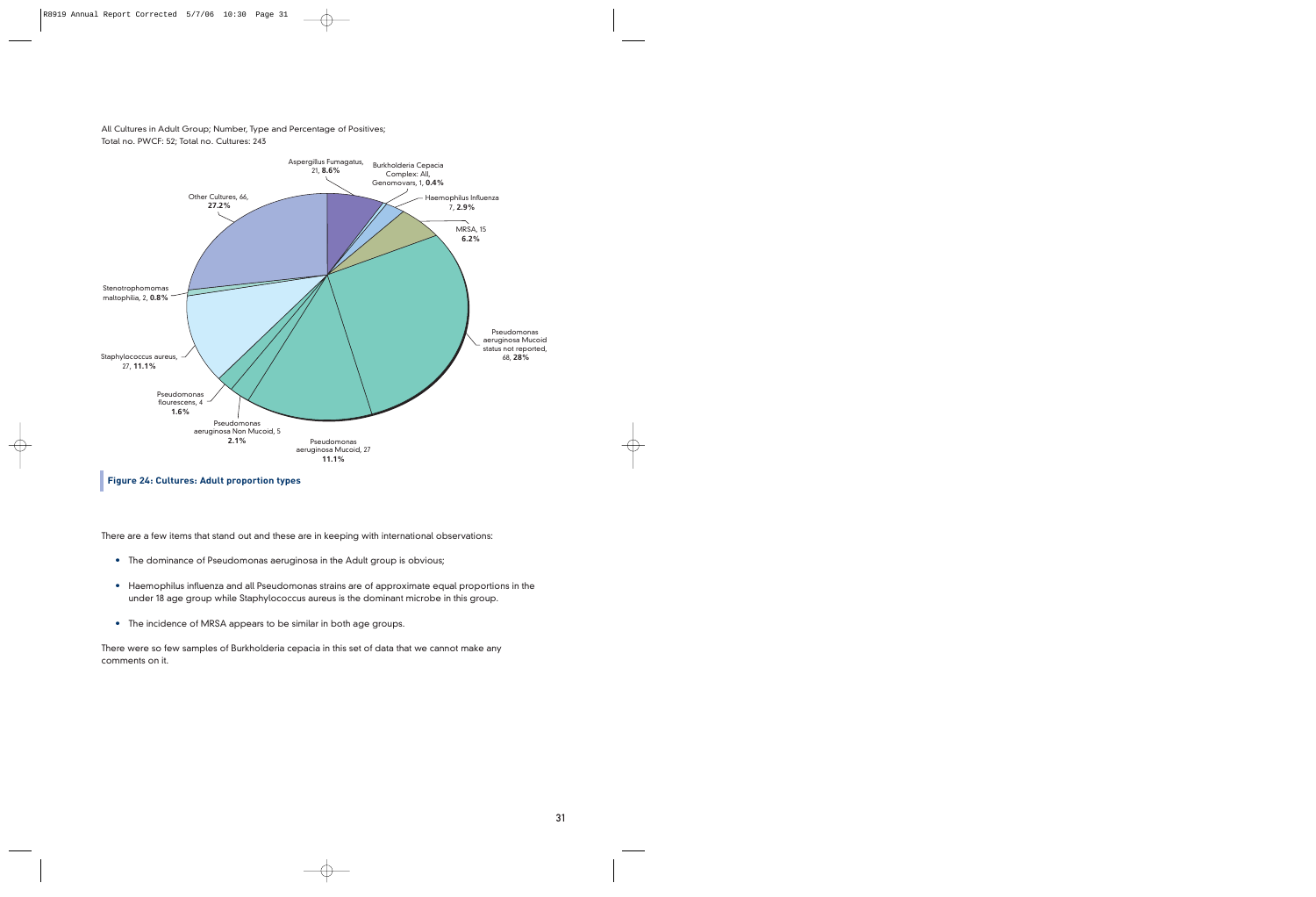All Cultures in Adult Group; Number, Type and Percentage of Positives;
Total no. PWCF: 52; Total no. Cultures: 243

Aspergillus Fumagatus, 21, **8.6%**

Burkholderia Cepacia Complex: All, Genomovars, 1, **0.4%**

Haemophilus Influenza 7, **2.9%**

MRSA, 15 **6.2%**

Pseudomonas aeruginosa Mucoid status not reported, 68, **28%**

Pseudomonas aeruginosa Mucoid, 27 **11.1%**

Pseudomonas aeruginosa Non Mucoid, 5 **2.1%**

Pseudomonas flourescens, 4 **1.6%**

Staphylococcus aureus, 27, **11.1%**

Stenotrophomomas maltophilia, 2, **0.8%**

Other Cultures, 66, **27.2%**

**Figure 24: Cultures: Adult proportion types**

There are a few items that stand out and these are in keeping with international observations:

- The dominance of Pseudomonas aeruginosa in the Adult group is obvious;
- Haemophilus influenza and all Pseudomonas strains are of approximate equal proportions in the under 18 age group while Staphylococcus aureus is the dominant microbe in this group.
- The incidence of MRSA appears to be similar in both age groups.

There were so few samples of Burkholderia cepacia in this set of data that we cannot make any comments on it.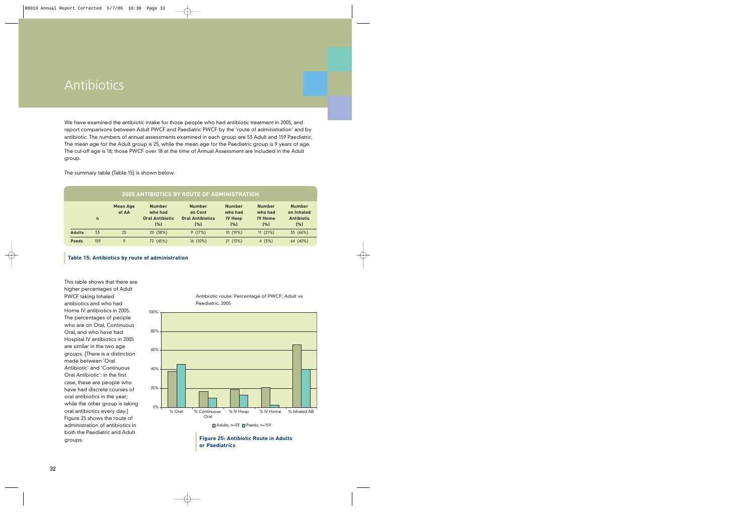# Antibiotics

We have examined the antibiotic intake for those people who had antibiotic treatment in 2005, and report comparisons between Adult PWCF and Paediatric PWCF by the 'route of administration' and by antibiotic. The numbers of annual assessments examined in each group are 53 Adult and 159 Paediatric. The mean age for the Adult group is 25, while the mean age for the Paediatric group is 9 years of age. The cut-off age is 18; those PWCF over 18 at the time of Annual Assessment are included in the Adult group.

The summary table (Table 15) is shown below.

**2005 ANTIBIOTICS BY ROUTE OF ADMINISTRATION**

| | n | Mean Age at AA | Number who had Oral Antibiotic (%) | Number on Cont Oral Antibiotics (%) | Number who had IV Hosp (%) | Number who had IV Home (%) | Number on Inhaled Antibiotic (%) |
|---|---|---|---|---|---|---|---|
| **Adults** | 53 | 25 | 20 (38%) | 9 (17%) | 10 (19%) | 11 (21%) | 35 (66%) |
| **Paeds** | 159 | 9 | 72 (45%) | 16 (10%) | 21 (13%) | 4 (3%) | 64 (40%) |

**Table 15: Antibiotics by route of administration**

This table shows that there are higher percentages of Adult PWCF taking Inhaled antibiotics and who had Home IV antibiotics in 2005. The percentages of people who are on Oral, Continuous Oral, and who have had Hospital IV antibiotics in 2005 are similar in the two age groups. [There is a distinction made between 'Oral Antibiotic' and 'Continuous Oral Antibiotic': in the first case, these are people who have had discrete courses of oral antibiotics in the year; while the other group is taking oral antibiotics every day.] Figure 25 shows the route of administration of antibiotics in both the Paediatric and Adult groups.

Antibiotic route: Percentage of PWCF; Adult vs Paediatric, 2005

| | % Oral | % Continuous Oral | % IV Hosp | % IV Home | % Inhaled AB |
|---|---|---|---|---|---|
| Adults, n=53 | 38% | 17% | 19% | 21% | 66% |
| Paeds, n=159 | 45% | 10% | 13% | 3% | 40% |

**Figure 25: Antibiotic Route in Adults or Paediatrics**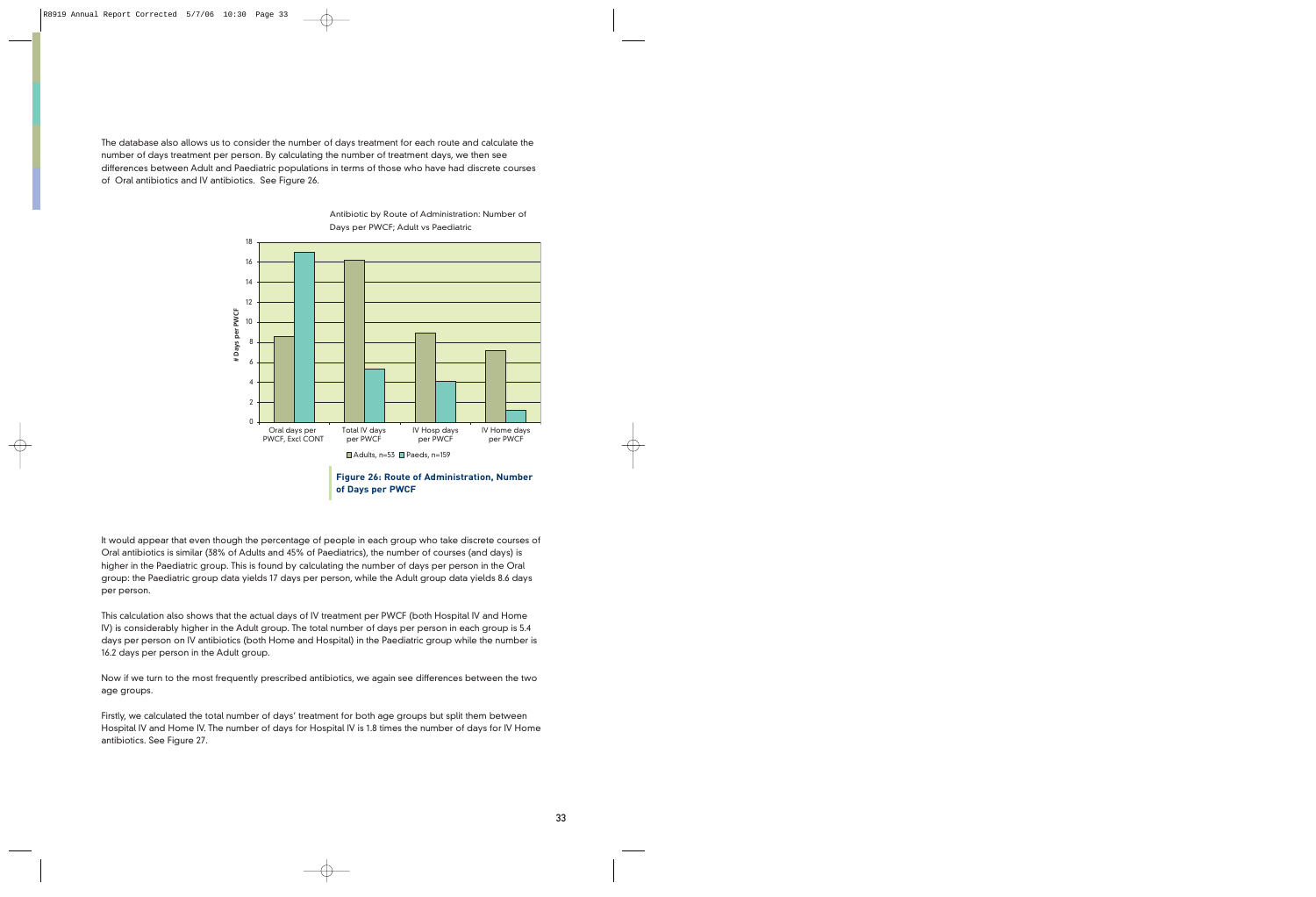The database also allows us to consider the number of days treatment for each route and calculate the number of days treatment per person. By calculating the number of treatment days, we then see differences between Adult and Paediatric populations in terms of those who have had discrete courses of Oral antibiotics and IV antibiotics. See Figure 26.

Antibiotic by Route of Administration: Number of Days per PWCF; Adult vs Paediatric

**Figure 26: Route of Administration, Number of Days per PWCF**

It would appear that even though the percentage of people in each group who take discrete courses of Oral antibiotics is similar (38% of Adults and 45% of Paediatrics), the number of courses (and days) is higher in the Paediatric group. This is found by calculating the number of days per person in the Oral group: the Paediatric group data yields 17 days per person, while the Adult group data yields 8.6 days per person.

This calculation also shows that the actual days of IV treatment per PWCF (both Hospital IV and Home IV) is considerably higher in the Adult group. The total number of days per person in each group is 5.4 days per person on IV antibiotics (both Home and Hospital) in the Paediatric group while the number is 16.2 days per person in the Adult group.

Now if we turn to the most frequently prescribed antibiotics, we again see differences between the two age groups.

Firstly, we calculated the total number of days' treatment for both age groups but split them between Hospital IV and Home IV. The number of days for Hospital IV is 1.8 times the number of days for IV Home antibiotics. See Figure 27.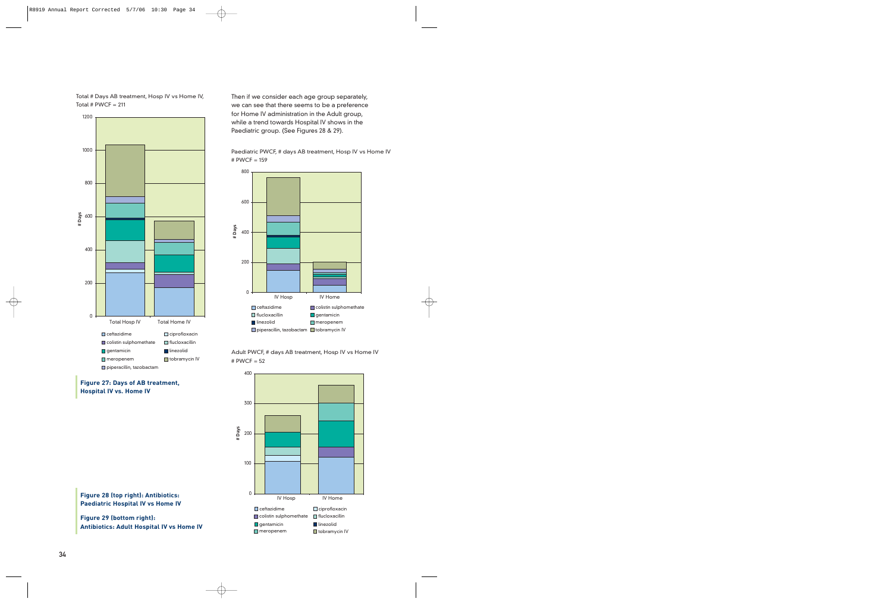Total # Days AB treatment, Hosp IV vs Home IV, Total # PWCF = 211

**Figure 27: Days of AB treatment, Hospital IV vs. Home IV**

Then if we consider each age group separately, we can see that there seems to be a preference for Home IV administration in the Adult group, while a trend towards Hospital IV shows in the Paediatric group. (See Figures 28 & 29).

Paediatric PWCF, # days AB treatment, Hosp IV vs Home IV
# PWCF = 159

Adult PWCF, # days AB treatment, Hosp IV vs Home IV
# PWCF = 52

**Figure 28 (top right): Antibiotics: Paediatric Hospital IV vs Home IV**

**Figure 29 (bottom right): Antibiotics: Adult Hospital IV vs Home IV**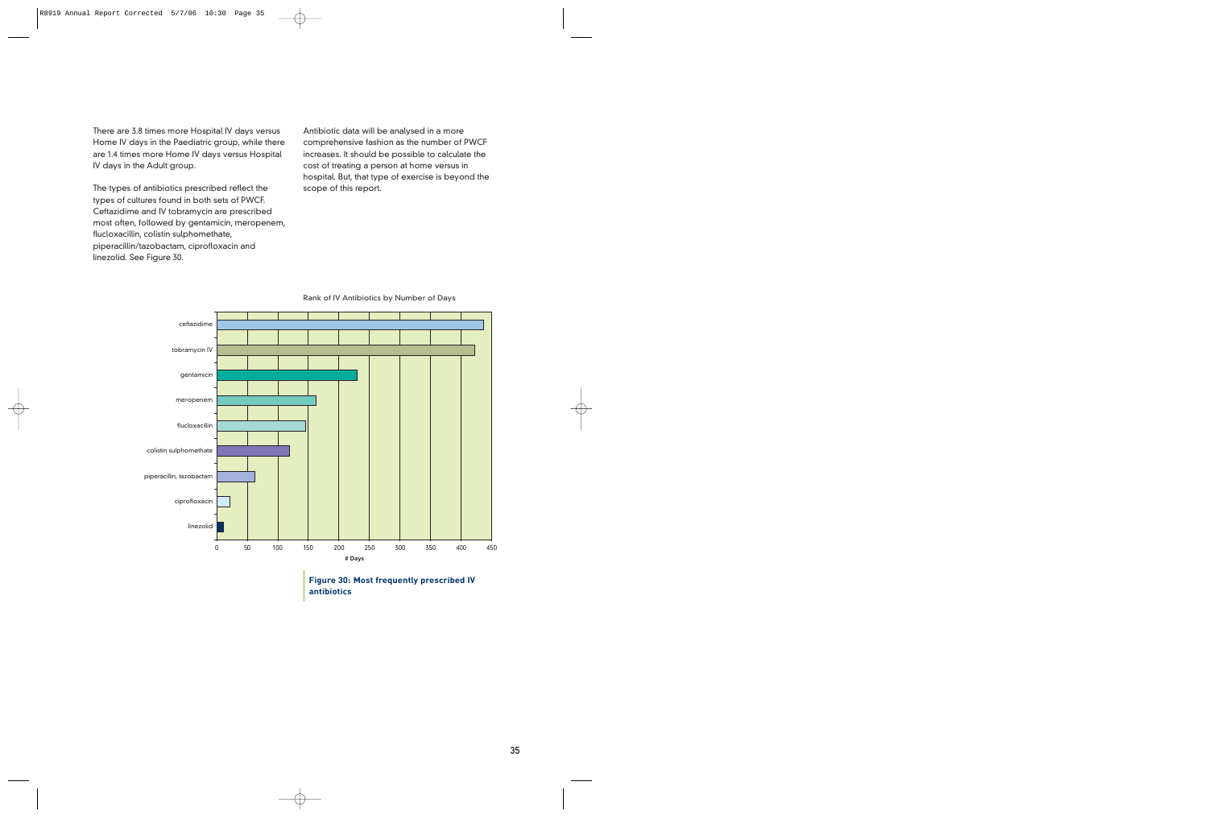There are 3.8 times more Hospital IV days versus Home IV days in the Paediatric group, while there are 1.4 times more Home IV days versus Hospital IV days in the Adult group.

The types of antibiotics prescribed reflect the types of cultures found in both sets of PWCF. Ceftazidime and IV tobramycin are prescribed most often, followed by gentamicin, meropenem, flucloxacillin, colistin sulphomethate, piperacillin/tazobactam, ciprofloxacin and linezolid. See Figure 30.

Antibiotic data will be analysed in a more comprehensive fashion as the number of PWCF increases. It should be possible to calculate the cost of treating a person at home versus in hospital. But, that type of exercise is beyond the scope of this report.

Rank of IV Antibiotics by Number of Days

| Antibiotic | # Days (approx.) |
|---|---|
| ceftazidime | 437 |
| tobramycin IV | 423 |
| gentamicin | 230 |
| meropenem | 163 |
| flucloxacillin | 145 |
| colistin sulphomethate | 119 |
| piperacillin, tazobactam | 62 |
| ciprofloxacin | 21 |
| linezolid | 11 |

**Figure 30: Most frequently prescribed IV antibiotics**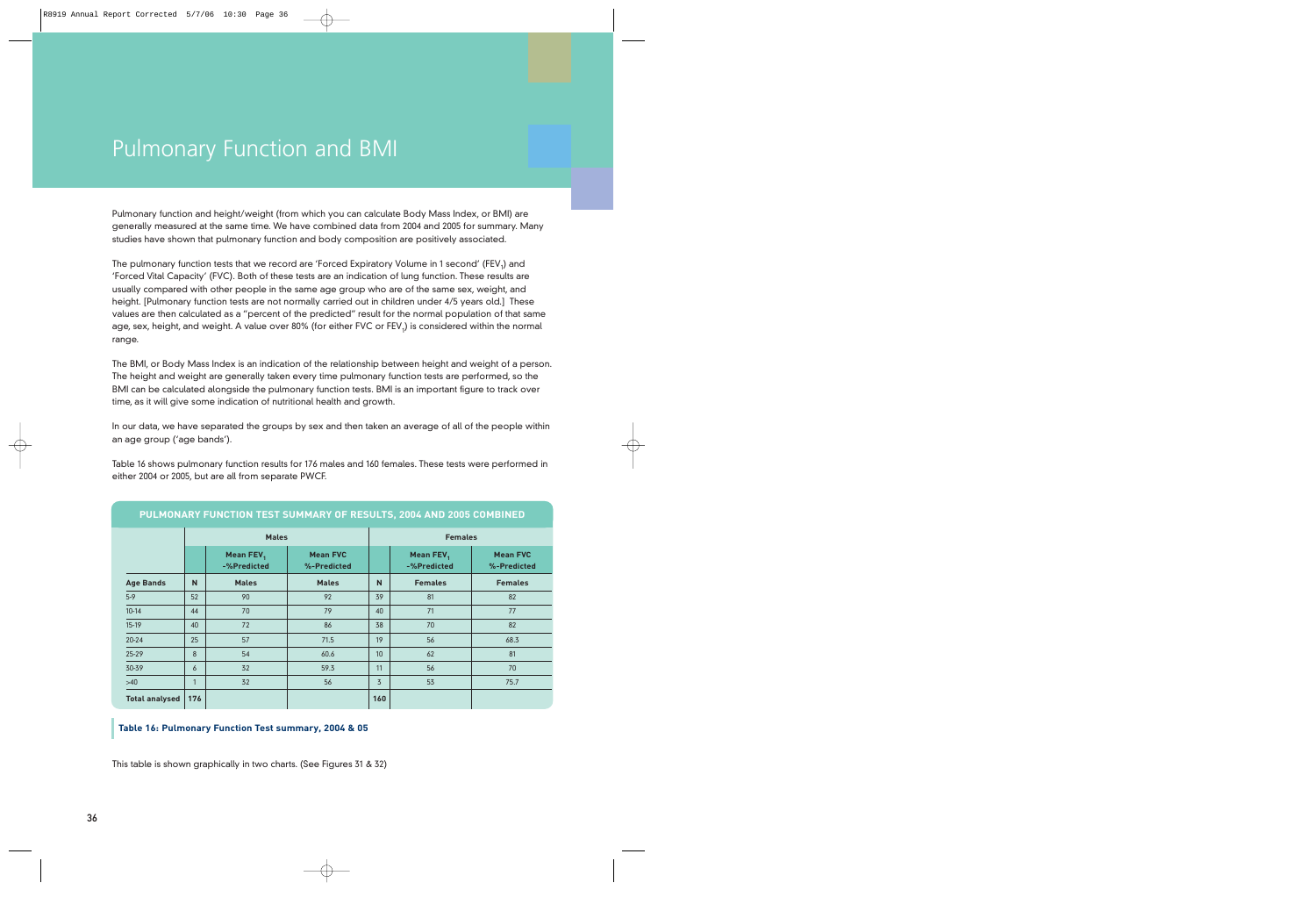# Pulmonary Function and BMI

Pulmonary function and height/weight (from which you can calculate Body Mass Index, or BMI) are generally measured at the same time. We have combined data from 2004 and 2005 for summary. Many studies have shown that pulmonary function and body composition are positively associated.

The pulmonary function tests that we record are 'Forced Expiratory Volume in 1 second' ($FEV_1$) and 'Forced Vital Capacity' (FVC). Both of these tests are an indication of lung function. These results are usually compared with other people in the same age group who are of the same sex, weight, and height. [Pulmonary function tests are not normally carried out in children under 4/5 years old.] These values are then calculated as a "percent of the predicted" result for the normal population of that same age, sex, height, and weight. A value over 80% (for either FVC or $FEV_1$) is considered within the normal range.

The BMI, or Body Mass Index is an indication of the relationship between height and weight of a person. The height and weight are generally taken every time pulmonary function tests are performed, so the BMI can be calculated alongside the pulmonary function tests. BMI is an important figure to track over time, as it will give some indication of nutritional health and growth.

In our data, we have separated the groups by sex and then taken an average of all of the people within an age group ('age bands').

Table 16 shows pulmonary function results for 176 males and 160 females. These tests were performed in either 2004 or 2005, but are all from separate PWCF.

**PULMONARY FUNCTION TEST SUMMARY OF RESULTS, 2004 AND 2005 COMBINED**

| | Males | | | Females | | |
|---|---|---|---|---|---|---|
| | | Mean $FEV_1$ -%Predicted | Mean FVC %-Predicted | | Mean $FEV_1$ -%Predicted | Mean FVC %-Predicted |
| **Age Bands** | **N** | **Males** | **Males** | **N** | **Females** | **Females** |
| 5-9 | 52 | 90 | 92 | 39 | 81 | 82 |
| 10-14 | 44 | 70 | 79 | 40 | 71 | 77 |
| 15-19 | 40 | 72 | 86 | 38 | 70 | 82 |
| 20-24 | 25 | 57 | 71.5 | 19 | 56 | 68.3 |
| 25-29 | 8 | 54 | 60.6 | 10 | 62 | 81 |
| 30-39 | 6 | 32 | 59.3 | 11 | 56 | 70 |
| >40 | 1 | 32 | 56 | 3 | 53 | 75.7 |
| **Total analysed** | **176** | | | **160** | | |

**Table 16: Pulmonary Function Test summary, 2004 & 05**

This table is shown graphically in two charts. (See Figures 31 & 32)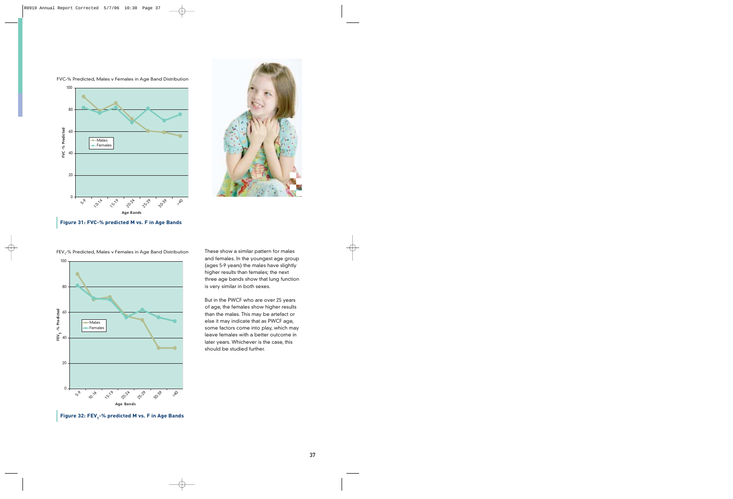FVC-% Predicted, Males v Females in Age Band Distribution

**Figure 31: FVC-% predicted M vs. F in Age Bands**

$FEV_1$-% Predicted, Males v Females in Age Band Distribution

**Figure 32: $FEV_1$-% predicted M vs. F in Age Bands**

These show a similar pattern for males and females. In the youngest age group (ages 5-9 years) the males have slightly higher results than females; the next three age bands show that lung function is very similar in both sexes.

But in the PWCF who are over 25 years of age, the females show higher results than the males. This may be artefact or else it may indicate that as PWCF age, some factors come into play, which may leave females with a better outcome in later years. Whichever is the case, this should be studied further.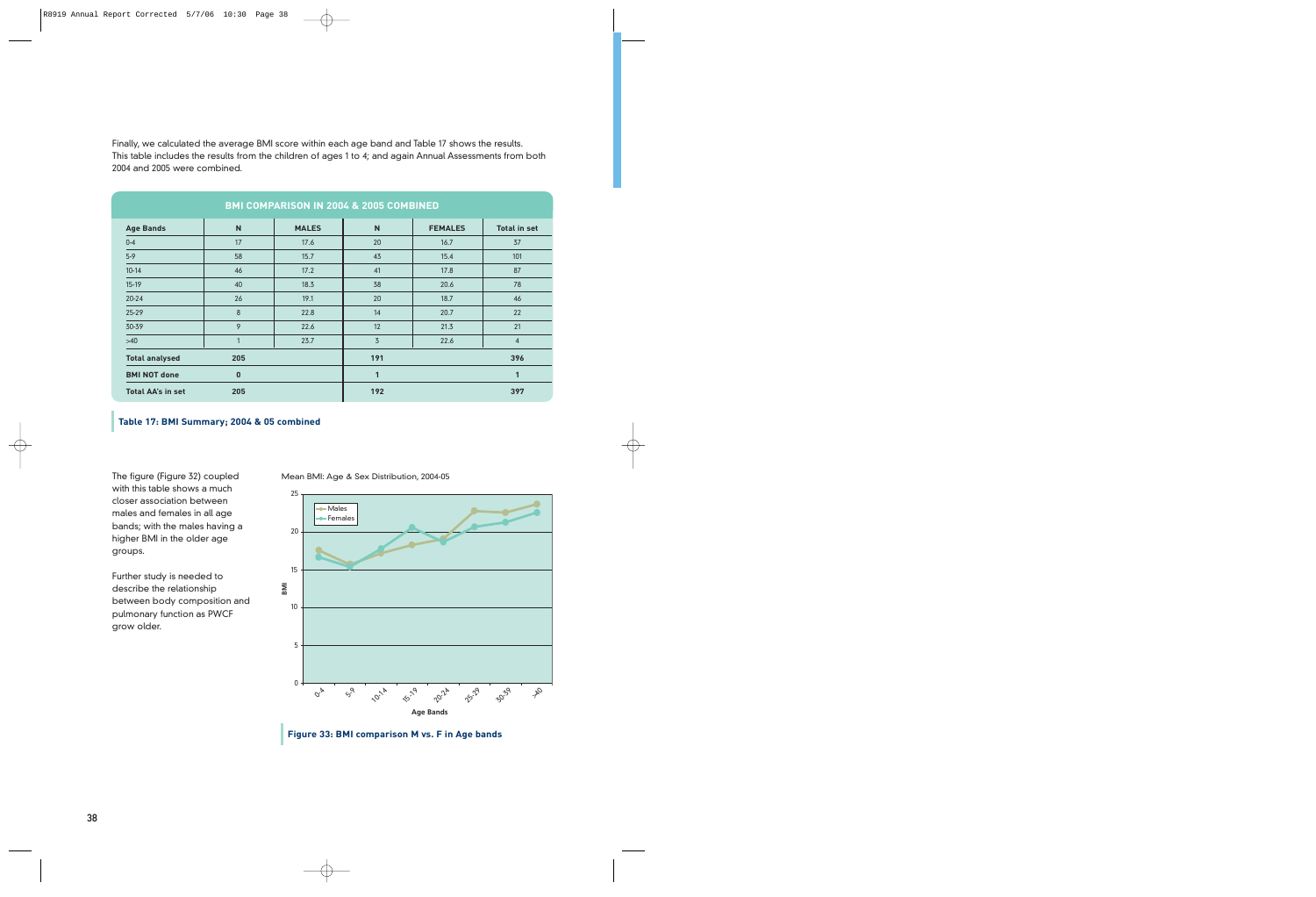Finally, we calculated the average BMI score within each age band and Table 17 shows the results. This table includes the results from the children of ages 1 to 4; and again Annual Assessments from both 2004 and 2005 were combined.

**BMI COMPARISON IN 2004 & 2005 COMBINED**

| Age Bands | N | MALES | N | FEMALES | Total in set |
|---|---|---|---|---|---|
| 0-4 | 17 | 17.6 | 20 | 16.7 | 37 |
| 5-9 | 58 | 15.7 | 43 | 15.4 | 101 |
| 10-14 | 46 | 17.2 | 41 | 17.8 | 87 |
| 15-19 | 40 | 18.3 | 38 | 20.6 | 78 |
| 20-24 | 26 | 19.1 | 20 | 18.7 | 46 |
| 25-29 | 8 | 22.8 | 14 | 20.7 | 22 |
| 30-39 | 9 | 22.6 | 12 | 21.3 | 21 |
| >40 | 1 | 23.7 | 3 | 22.6 | 4 |
| **Total analysed** | **205** | | **191** | | **396** |
| **BMI NOT done** | **0** | | **1** | | **1** |
| **Total AA's in set** | **205** | | **192** | | **397** |

**Table 17: BMI Summary; 2004 & 05 combined**

The figure (Figure 32) coupled with this table shows a much closer association between males and females in all age bands; with the males having a higher BMI in the older age groups.

Further study is needed to describe the relationship between body composition and pulmonary function as PWCF grow older.

**Figure 33: BMI comparison M vs. F in Age bands**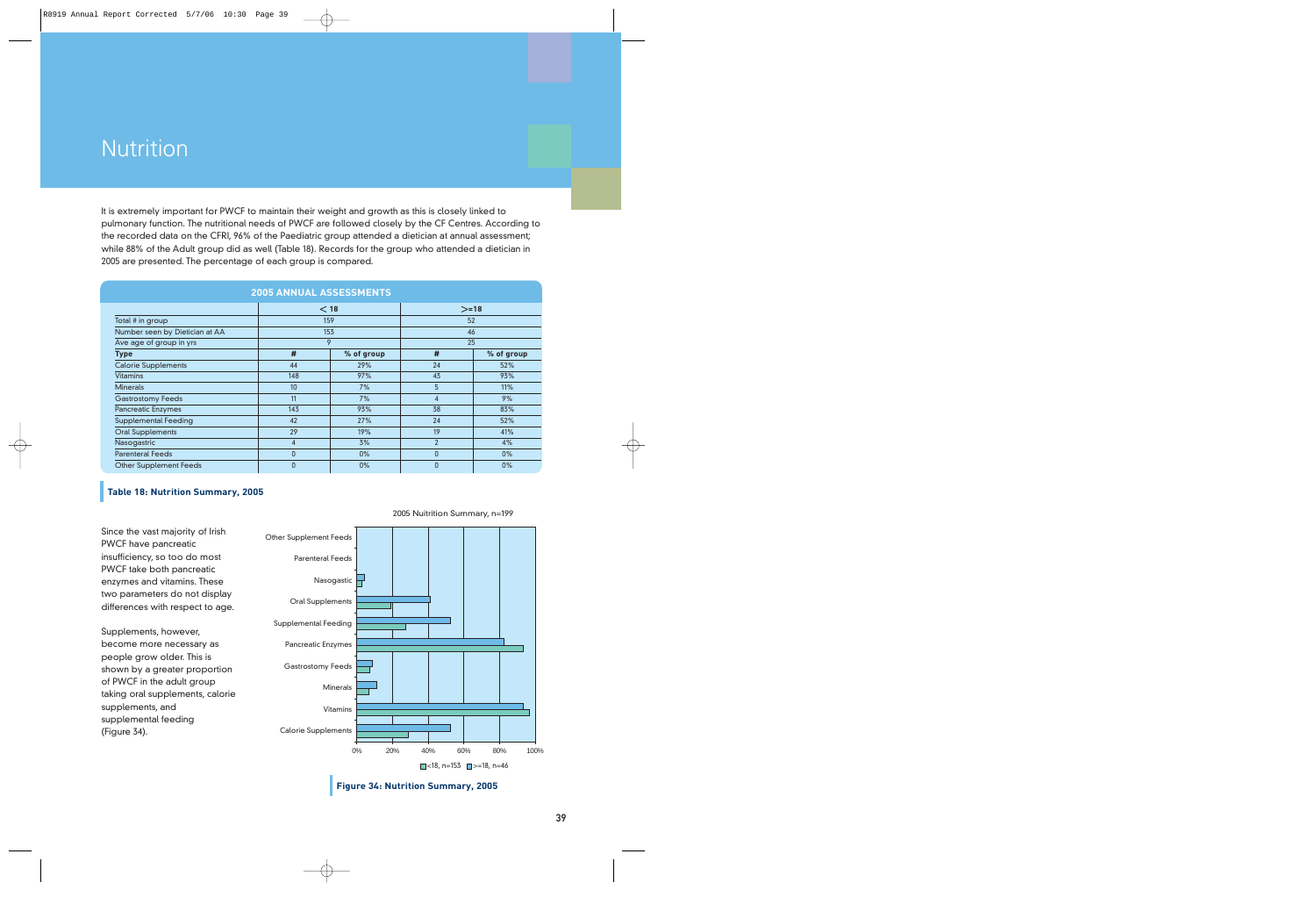# Nutrition

It is extremely important for PWCF to maintain their weight and growth as this is closely linked to pulmonary function. The nutritional needs of PWCF are followed closely by the CF Centres. According to the recorded data on the CFRI, 96% of the Paediatric group attended a dietician at annual assessment; while 88% of the Adult group did as well (Table 18). Records for the group who attended a dietician in 2005 are presented. The percentage of each group is compared.

| 2005 ANNUAL ASSESSMENTS | | | | |
|---|---|---|---|---|
| | < 18 | | >=18 | |
| Total # in group | 159 | | 52 | |
| Number seen by Dietician at AA | 153 | | 46 | |
| Ave age of group in yrs | 9 | | 25 | |
| **Type** | **#** | **% of group** | **#** | **% of group** |
| Calorie Supplements | 44 | 29% | 24 | 52% |
| Vitamins | 148 | 97% | 43 | 93% |
| Minerals | 10 | 7% | 5 | 11% |
| Gastrostomy Feeds | 11 | 7% | 4 | 9% |
| Pancreatic Enzymes | 143 | 93% | 38 | 83% |
| Supplemental Feeding | 42 | 27% | 24 | 52% |
| Oral Supplements | 29 | 19% | 19 | 41% |
| Nasogastric | 4 | 3% | 2 | 4% |
| Parenteral Feeds | 0 | 0% | 0 | 0% |
| Other Supplement Feeds | 0 | 0% | 0 | 0% |

**Table 18: Nutrition Summary, 2005**

Since the vast majority of Irish PWCF have pancreatic insufficiency, so too do most PWCF take both pancreatic enzymes and vitamins. These two parameters do not display differences with respect to age.

Supplements, however, become more necessary as people grow older. This is shown by a greater proportion of PWCF in the adult group taking oral supplements, calorie supplements, and supplemental feeding (Figure 34).

2005 Nuitrition Summary, n=199

**Figure 34: Nutrition Summary, 2005**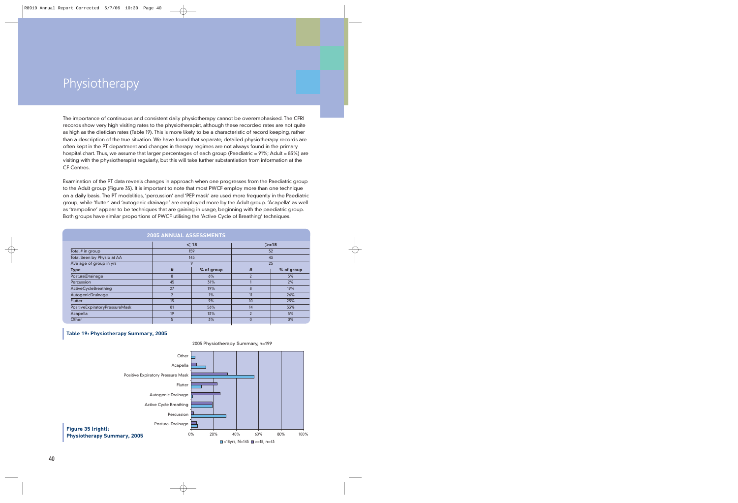# Physiotherapy

The importance of continuous and consistent daily physiotherapy cannot be overemphasised. The CFRI records show very high visiting rates to the physiotherapist, although these recorded rates are not quite as high as the dietician rates (Table 19). This is more likely to be a characteristic of record keeping, rather than a description of the true situation. We have found that separate, detailed physiotherapy records are often kept in the PT department and changes in therapy regimes are not always found in the primary hospital chart. Thus, we assume that larger percentages of each group (Paediatric = 91%; Adult = 83%) are visiting with the physiotherapist regularly, but this will take further substantiation from information at the CF Centres.

Examination of the PT data reveals changes in approach when one progresses from the Paediatric group to the Adult group (Figure 35). It is important to note that most PWCF employ more than one technique on a daily basis. The PT modalities, 'percussion' and 'PEP mask' are used more frequently in the Paediatric group, while 'flutter' and 'autogenic drainage' are employed more by the Adult group. 'Acapella' as well as 'trampoline' appear to be techniques that are gaining in usage, beginning with the paediatric group. Both groups have similar proportions of PWCF utilising the 'Active Cycle of Breathing' techniques.

| 2005 ANNUAL ASSESSMENTS | | | | |
|---|---|---|---|---|
| | < 18 | | >=18 | |
| Total # in group | 159 | | 52 | |
| Total Seen by Physio at AA | 145 | | 43 | |
| Ave age of group in yrs | 9 | | 25 | |
| **Type** | **#** | **% of group** | **#** | **% of group** |
| PosturalDrainage | 8 | 6% | 2 | 5% |
| Percussion | 45 | 31% | 1 | 2% |
| ActiveCycleBreathing | 27 | 19% | 8 | 19% |
| AutogenicDrainage | 2 | 1% | 11 | 26% |
| Flutter | 13 | 9% | 10 | 23% |
| PositiveExpiratoryPressureMask | 81 | 56% | 14 | 33% |
| Acapella | 19 | 13% | 2 | 5% |
| Other | 5 | 3% | 0 | 0% |

**Table 19: Physiotherapy Summary, 2005**

**Figure 35 (right): Physiotherapy Summary, 2005**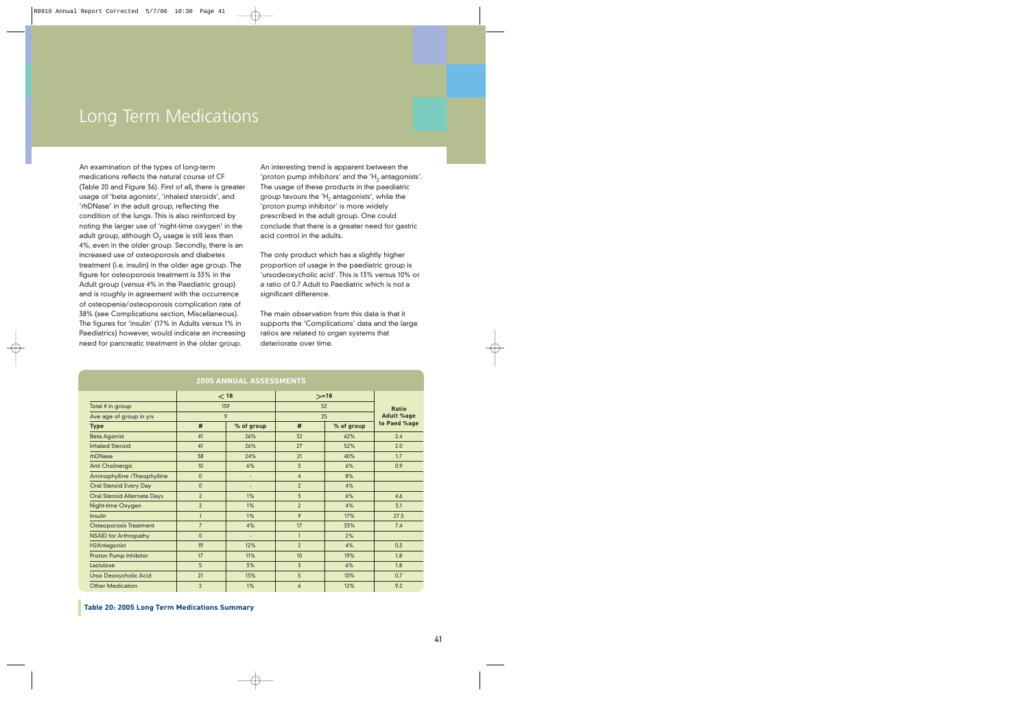# Long Term Medications

An examination of the types of long-term medications reflects the natural course of CF (Table 20 and Figure 36). First of all, there is greater usage of 'beta agonists', 'inhaled steroids', and 'rhDNase' in the adult group, reflecting the condition of the lungs. This is also reinforced by noting the larger use of 'night-time oxygen' in the adult group, although $O_2$ usage is still less than 4%, even in the older group. Secondly, there is an increased use of osteoporosis and diabetes treatment (i.e. insulin) in the older age group. The figure for osteoporosis treatment is 33% in the Adult group (versus 4% in the Paediatric group) and is roughly in agreement with the occurrence of osteopenia/osteoporosis complication rate of 38% (see Complications section, Miscellaneous). The figures for 'insulin' (17% in Adults versus 1% in Paediatrics) however, would indicate an increasing need for pancreatic treatment in the older group.

An interesting trend is apparent between the 'proton pump inhibitors' and the '$H_2$ antagonists'. The usage of these products in the paediatric group favours the '$H_2$ antagonists', while the 'proton pump inhibitor' is more widely prescribed in the adult group. One could conclude that there is a greater need for gastric acid control in the adults.

The only product which has a slightly higher proportion of usage in the paediatric group is 'ursodeoxycholic acid'. This is 13% versus 10% or a ratio of 0.7 Adult to Paediatric which is not a significant difference.

The main observation from this data is that it supports the 'Complications' data and the large ratios are related to organ systems that deteriorate over time.

**2005 ANNUAL ASSESSMENTS**

| | < 18 | | >=18 | | Ratio Adult %age to Paed %age |
|---|---|---|---|---|---|
| Total # in group | 159 | | 52 | | |
| Ave age of group in yrs | 9 | | 25 | | |
| **Type** | **#** | **% of group** | **#** | **% of group** | |
| Beta Agonist | 41 | 26% | 32 | 62% | 2.4 |
| Inhaled Steroid | 41 | 26% | 27 | 52% | 2.0 |
| rhDNase | 38 | 24% | 21 | 40% | 1.7 |
| Anti Cholinergic | 10 | 6% | 3 | 6% | 0.9 |
| Aminophylline /Theophylline | 0 | - | 4 | 8% | |
| Oral Steroid Every Day | 0 | - | 2 | 4% | |
| Oral Steroid Alternate Days | 2 | 1% | 3 | 6% | 4.6 |
| Night-time Oxygen | 2 | 1% | 2 | 4% | 3.1 |
| Insulin | 1 | 1% | 9 | 17% | 27.5 |
| Osteoporosis Treatment | 7 | 4% | 17 | 33% | 7.4 |
| NSAID for Arthropathy | 0 | - | 1 | 2% | |
| H2Antagonist | 19 | 12% | 2 | 4% | 0.3 |
| Proton Pump Inhibitor | 17 | 11% | 10 | 19% | 1.8 |
| Lactulose | 5 | 3% | 3 | 6% | 1.8 |
| Urso Deoxycholic Acid | 21 | 13% | 5 | 10% | 0.7 |
| Other Medication | 2 | 1% | 6 | 12% | 9.2 |

**Table 20: 2005 Long Term Medications Summary**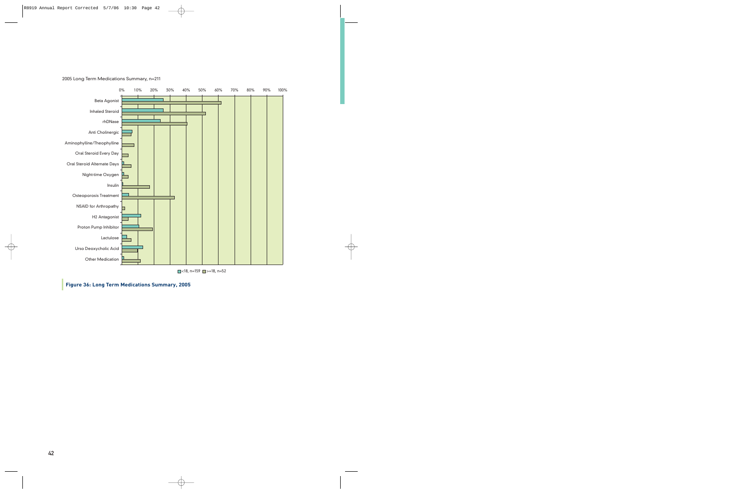2005 Long Term Medications Summary, n=211

**Figure 36: Long Term Medications Summary, 2005**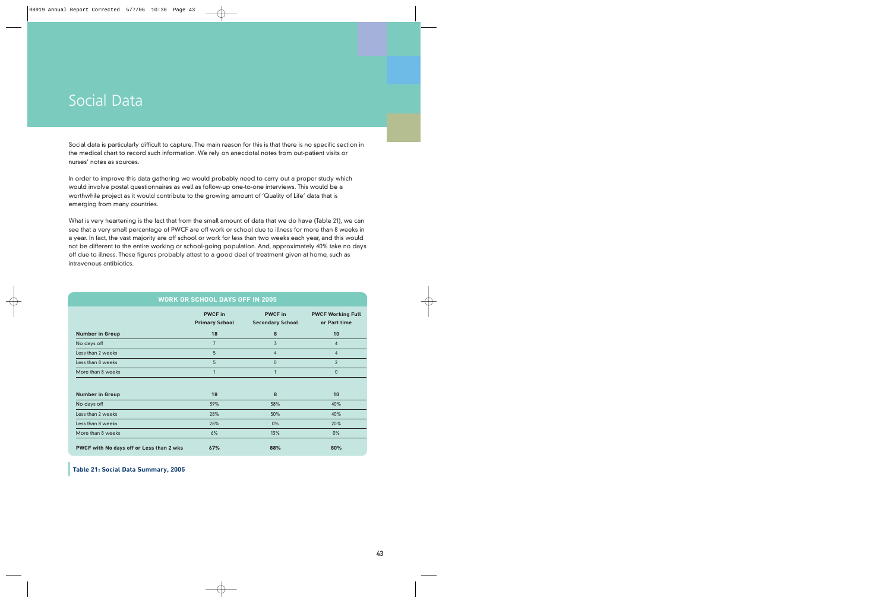# Social Data

Social data is particularly difficult to capture. The main reason for this is that there is no specific section in the medical chart to record such information. We rely on anecdotal notes from out-patient visits or nurses' notes as sources.

In order to improve this data gathering we would probably need to carry out a proper study which would involve postal questionnaires as well as follow-up one-to-one interviews. This would be a worthwhile project as it would contribute to the growing amount of 'Quality of Life' data that is emerging from many countries.

What is very heartening is the fact that from the small amount of data that we do have (Table 21), we can see that a very small percentage of PWCF are off work or school due to illness for more than 8 weeks in a year. In fact, the vast majority are off school or work for less than two weeks each year, and this would not be different to the entire working or school-going population. And, approximately 40% take no days off due to illness. These figures probably attest to a good deal of treatment given at home, such as intravenous antibiotics.

| WORK OR SCHOOL DAYS OFF IN 2005 | PWCF in Primary School | PWCF in Secondary School | PWCF Working Full or Part time |
|---|---|---|---|
| **Number in Group** | **18** | **8** | **10** |
| No days off | 7 | 3 | 4 |
| Less than 2 weeks | 5 | 4 | 4 |
| Less than 8 weeks | 5 | 0 | 2 |
| More than 8 weeks | 1 | 1 | 0 |
| **Number in Group** | **18** | **8** | **10** |
| No days off | 39% | 38% | 40% |
| Less than 2 weeks | 28% | 50% | 40% |
| Less than 8 weeks | 28% | 0% | 20% |
| More than 8 weeks | 6% | 13% | 0% |
| **PWCF with No days off or Less than 2 wks** | **67%** | **88%** | **80%** |

**Table 21: Social Data Summary, 2005**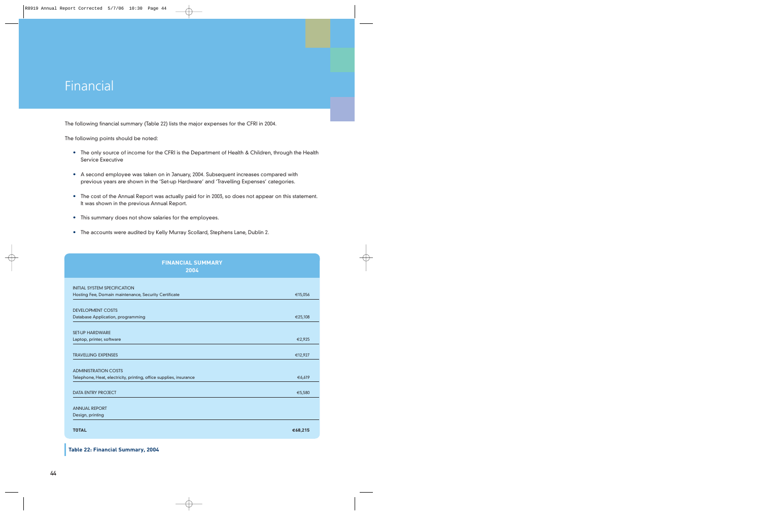# Financial

The following financial summary (Table 22) lists the major expenses for the CFRI in 2004.

The following points should be noted:

- The only source of income for the CFRI is the Department of Health & Children, through the Health Service Executive
- A second employee was taken on in January, 2004. Subsequent increases compared with previous years are shown in the 'Set-up Hardware' and 'Travelling Expenses' categories.
- The cost of the Annual Report was actually paid for in 2003, so does not appear on this statement. It was shown in the previous Annual Report.
- This summary does not show salaries for the employees.
- The accounts were audited by Kelly Murray Scollard, Stephens Lane, Dublin 2.

| FINANCIAL SUMMARY 2004 | |
|---|---|
| INITIAL SYSTEM SPECIFICATION<br>Hosting Fee, Domain maintenance, Security Certificate | €15,056 |
| DEVELOPMENT COSTS<br>Database Application, programming | €25,108 |
| SET-UP HARDWARE<br>Laptop, printer, software | €2,925 |
| TRAVELLING EXPENSES | €12,927 |
| ADMINISTRATION COSTS<br>Telephone, Heat, electricity, printing, office supplies, insurance | €6,619 |
| DATA ENTRY PROJECT | €5,580 |
| ANNUAL REPORT<br>Design, printing | |
| **TOTAL** | **€68,215** |

**Table 22: Financial Summary, 2004**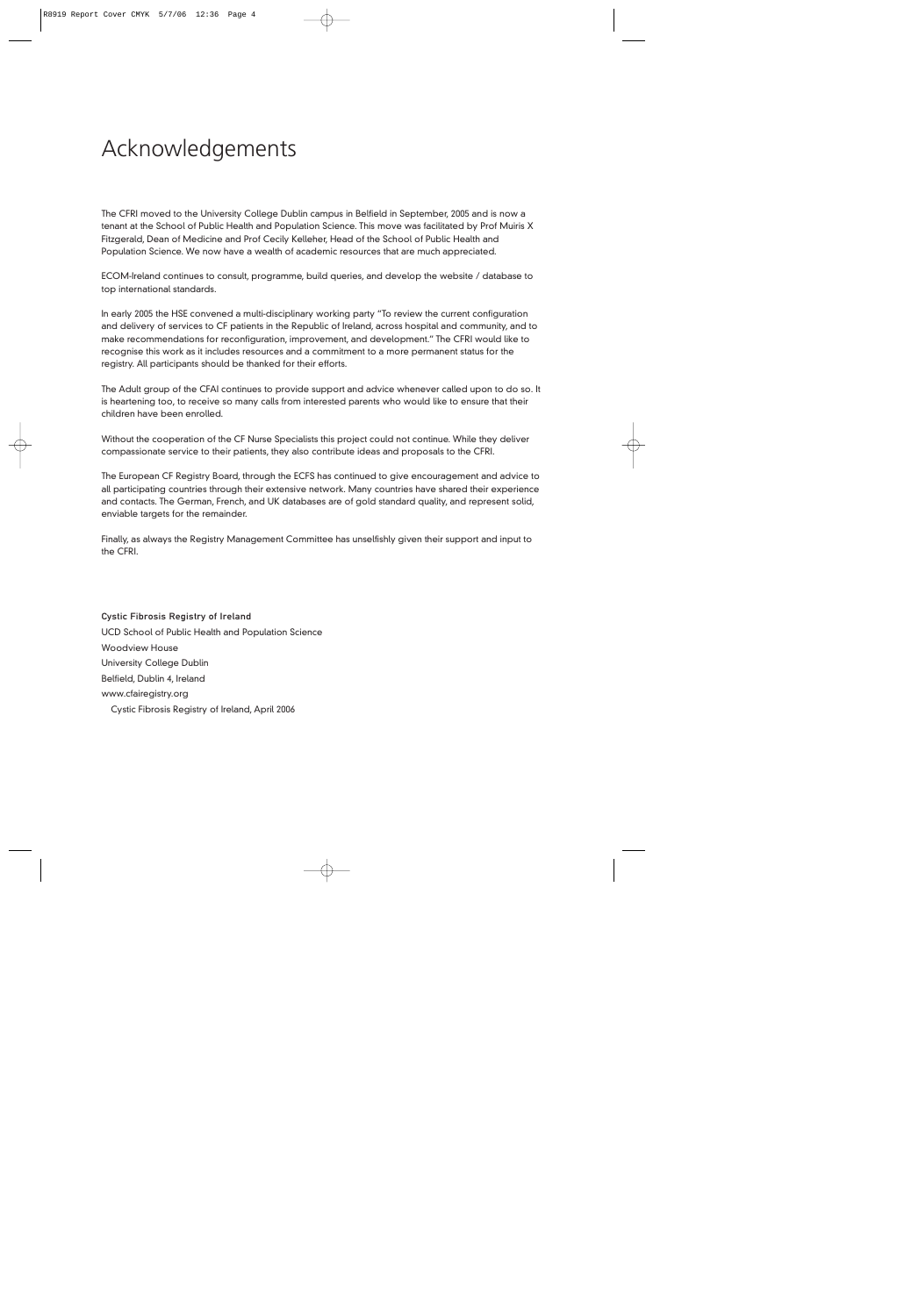# Acknowledgements

The CFRI moved to the University College Dublin campus in Belfield in September, 2005 and is now a tenant at the School of Public Health and Population Science. This move was facilitated by Prof Muiris X Fitzgerald, Dean of Medicine and Prof Cecily Kelleher, Head of the School of Public Health and Population Science. We now have a wealth of academic resources that are much appreciated.

ECOM-Ireland continues to consult, programme, build queries, and develop the website / database to top international standards.

In early 2005 the HSE convened a multi-disciplinary working party "To review the current configuration and delivery of services to CF patients in the Republic of Ireland, across hospital and community, and to make recommendations for reconfiguration, improvement, and development." The CFRI would like to recognise this work as it includes resources and a commitment to a more permanent status for the registry. All participants should be thanked for their efforts.

The Adult group of the CFAI continues to provide support and advice whenever called upon to do so. It is heartening too, to receive so many calls from interested parents who would like to ensure that their children have been enrolled.

Without the cooperation of the CF Nurse Specialists this project could not continue. While they deliver compassionate service to their patients, they also contribute ideas and proposals to the CFRI.

The European CF Registry Board, through the ECFS has continued to give encouragement and advice to all participating countries through their extensive network. Many countries have shared their experience and contacts. The German, French, and UK databases are of gold standard quality, and represent solid, enviable targets for the remainder.

Finally, as always the Registry Management Committee has unselfishly given their support and input to the CFRI.

**Cystic Fibrosis Registry of Ireland**
UCD School of Public Health and Population Science
Woodview House
University College Dublin
Belfield, Dublin 4, Ireland
www.cfairegistry.org
Cystic Fibrosis Registry of Ireland, April 2006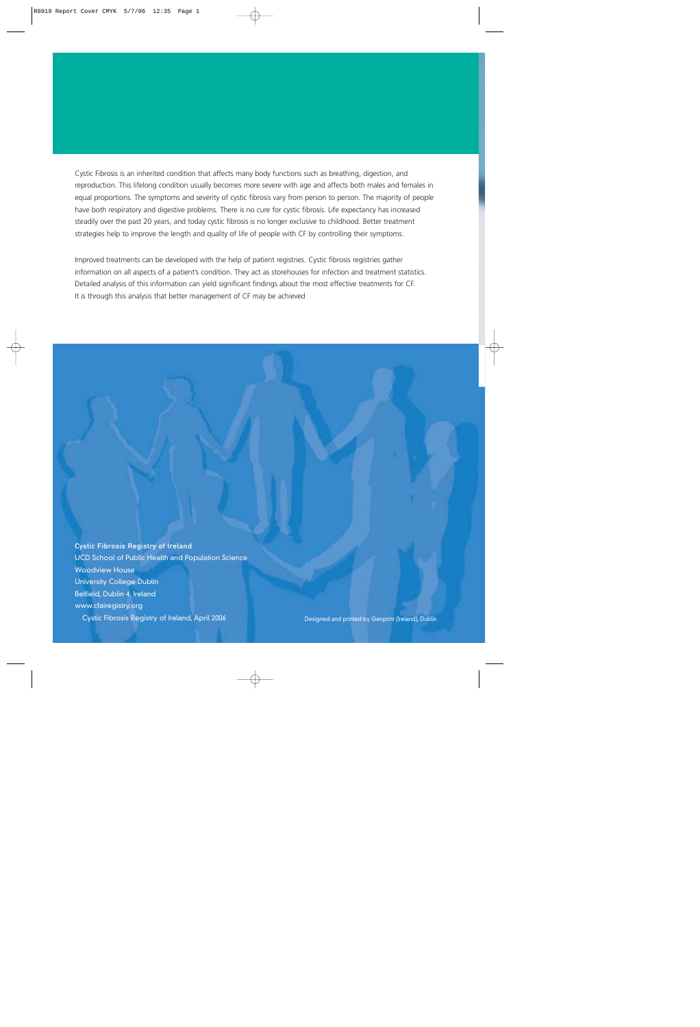Cystic Fibrosis is an inherited condition that affects many body functions such as breathing, digestion, and reproduction. This lifelong condition usually becomes more severe with age and affects both males and females in equal proportions. The symptoms and severity of cystic fibrosis vary from person to person. The majority of people have both respiratory and digestive problems. There is no cure for cystic fibrosis. Life expectancy has increased steadily over the past 20 years, and today cystic fibrosis is no longer exclusive to childhood. Better treatment strategies help to improve the length and quality of life of people with CF by controlling their symptoms.

Improved treatments can be developed with the help of patient registries. Cystic fibrosis registries gather information on all aspects of a patient's condition. They act as storehouses for infection and treatment statistics. Detailed analysis of this information can yield significant findings about the most effective treatments for CF. It is through this analysis that better management of CF may be achieved

**Cystic Fibrosis Registry of Ireland**
UCD School of Public Health and Population Science
Woodview House
University College Dublin
Belfield, Dublin 4, Ireland
www.cfairegistry.org

Cystic Fibrosis Registry of Ireland, April 2006

Designed and printed by Genprint (Ireland), Dublin